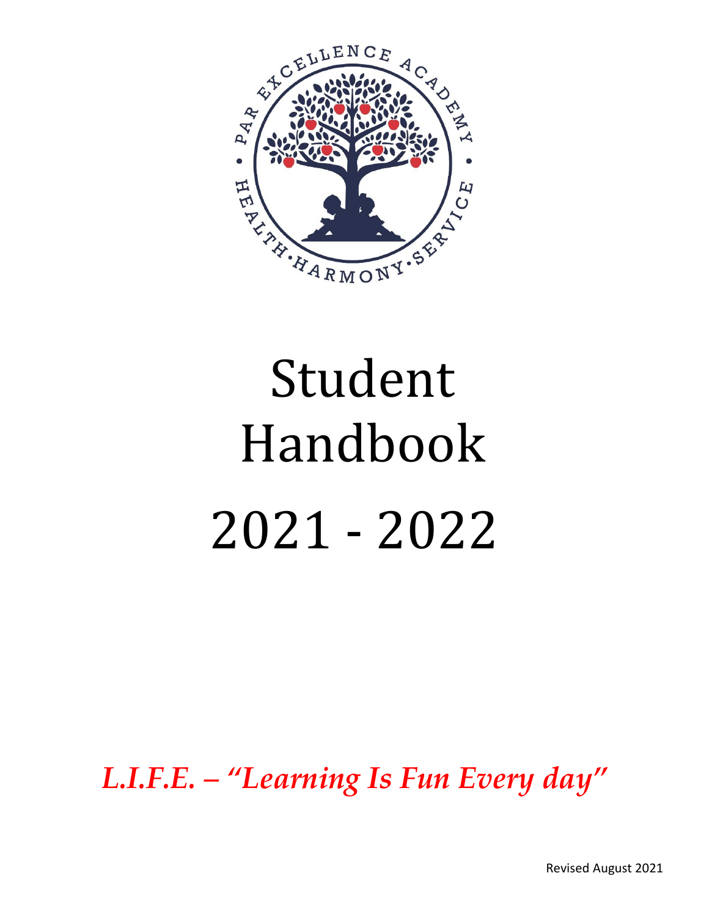# Student Handbook

# 2021 - 2022

***L.I.F.E. – "Learning Is Fun Every day"***

Revised August 2021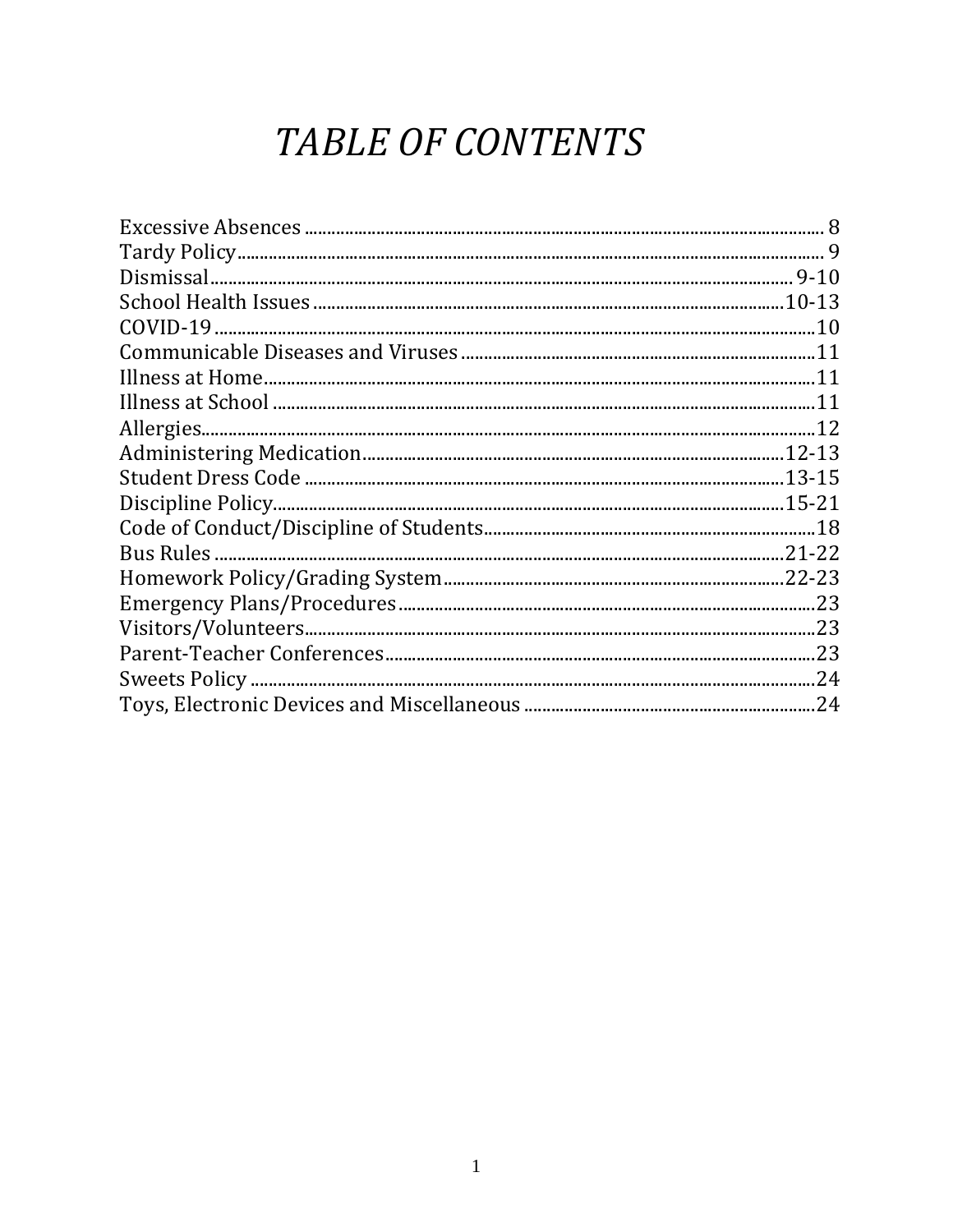# *TABLE OF CONTENTS*

Excessive Absences ........ 8
Tardy Policy ........ 9
Dismissal ........ 9-10
School Health Issues ........ 10-13
COVID-19 ........ 10
Communicable Diseases and Viruses ........ 11
Illness at Home ........ 11
Illness at School ........ 11
Allergies ........ 12
Administering Medication ........ 12-13
Student Dress Code ........ 13-15
Discipline Policy ........ 15-21
Code of Conduct/Discipline of Students ........ 18
Bus Rules ........ 21-22
Homework Policy/Grading System ........ 22-23
Emergency Plans/Procedures ........ 23
Visitors/Volunteers ........ 23
Parent-Teacher Conferences ........ 23
Sweets Policy ........ 24
Toys, Electronic Devices and Miscellaneous ........ 24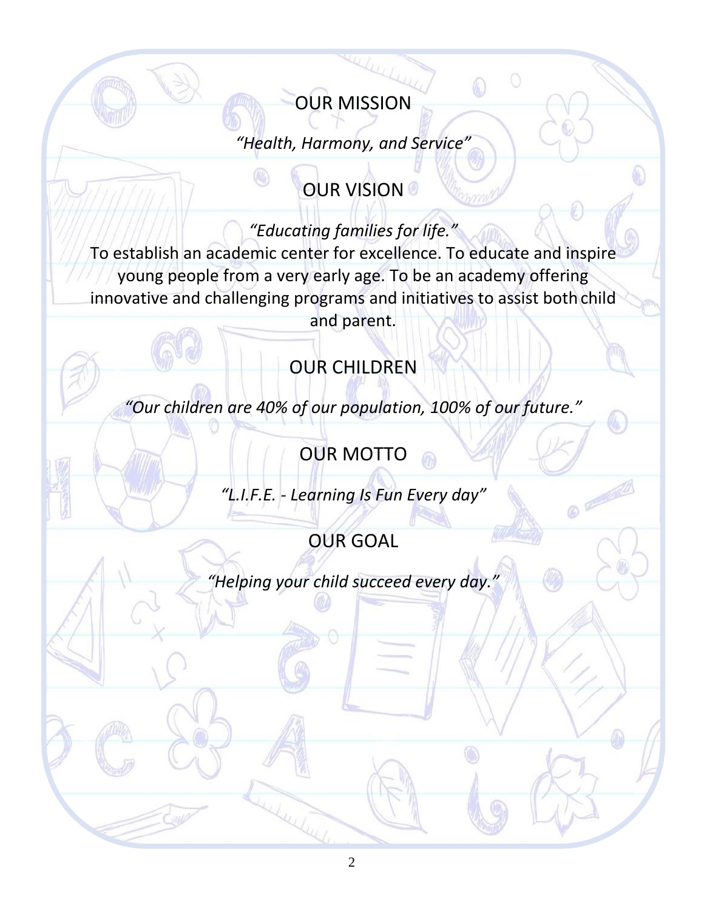## OUR MISSION

*“Health, Harmony, and Service”*

## OUR VISION

*“Educating families for life.”*

To establish an academic center for excellence. To educate and inspire young people from a very early age. To be an academy offering innovative and challenging programs and initiatives to assist both child and parent.

## OUR CHILDREN

*“Our children are 40% of our population, 100% of our future.”*

## OUR MOTTO

*“L.I.F.E. - Learning Is Fun Every day”*

## OUR GOAL

*“Helping your child succeed every day.”*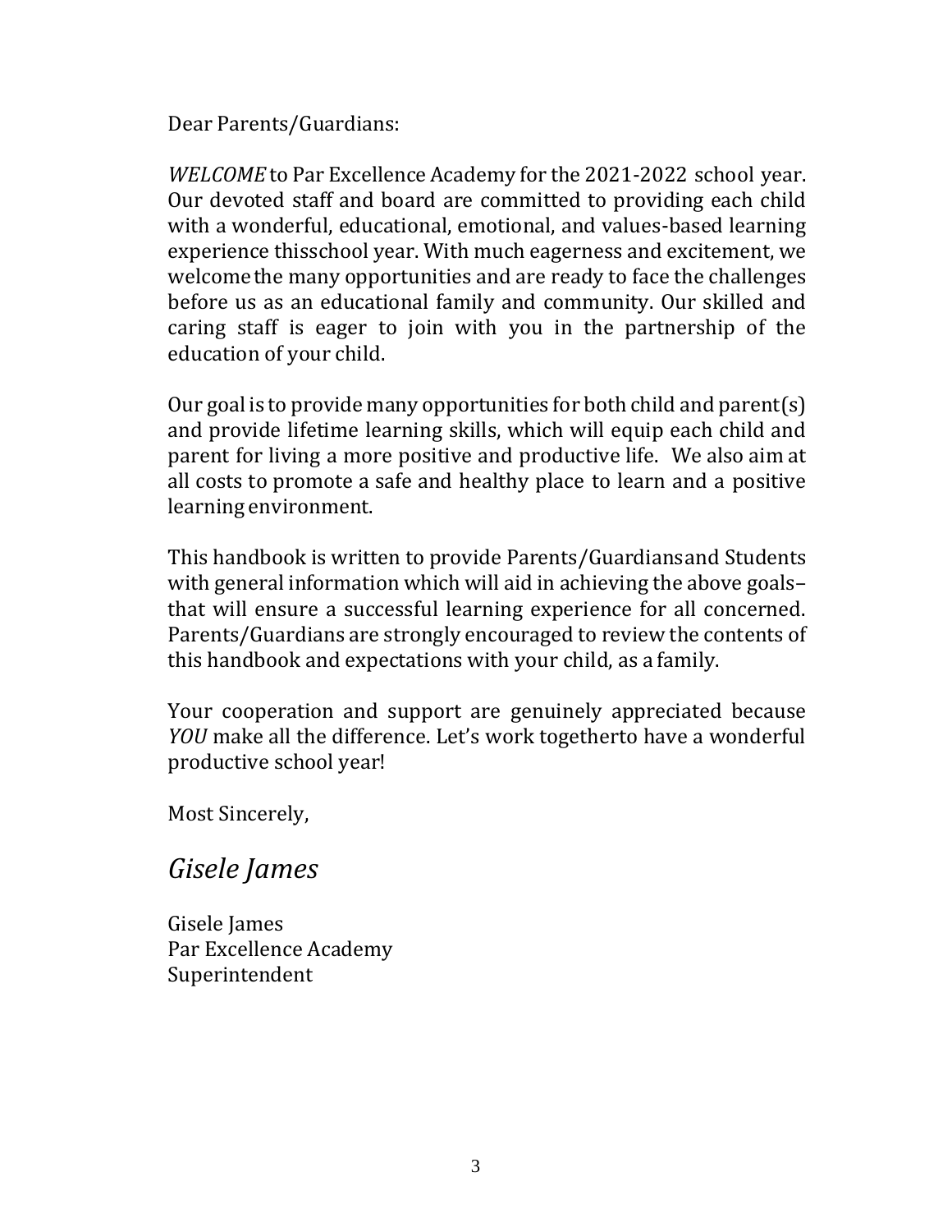Dear Parents/Guardians:

*WELCOME* to Par Excellence Academy for the 2021-2022 school year. Our devoted staff and board are committed to providing each child with a wonderful, educational, emotional, and values-based learning experience thisschool year. With much eagerness and excitement, we welcome the many opportunities and are ready to face the challenges before us as an educational family and community. Our skilled and caring staff is eager to join with you in the partnership of the education of your child.

Our goal is to provide many opportunities for both child and parent(s) and provide lifetime learning skills, which will equip each child and parent for living a more positive and productive life. We also aim at all costs to promote a safe and healthy place to learn and a positive learning environment.

This handbook is written to provide Parents/Guardiansand Students with general information which will aid in achieving the above goals– that will ensure a successful learning experience for all concerned. Parents/Guardians are strongly encouraged to review the contents of this handbook and expectations with your child, as a family.

Your cooperation and support are genuinely appreciated because *YOU* make all the difference. Let's work togetherto have a wonderful productive school year!

Most Sincerely,

*Gisele James*

Gisele James
Par Excellence Academy
Superintendent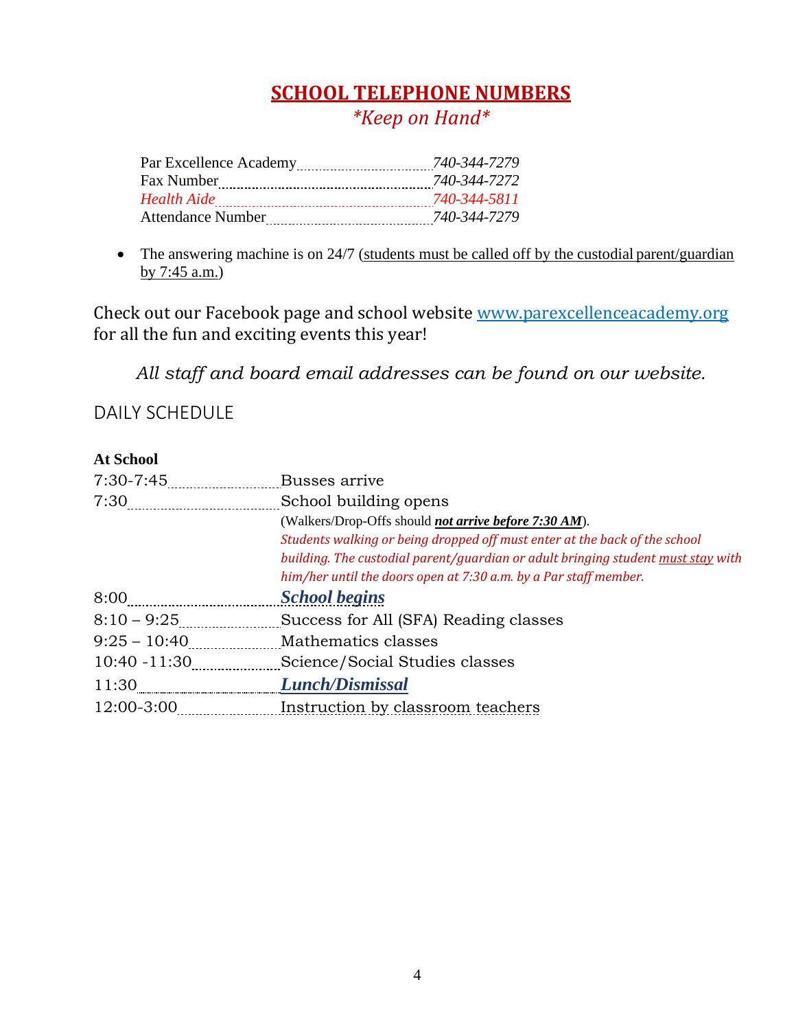## SCHOOL TELEPHONE NUMBERS

*\*Keep on Hand\**

| | |
|---|---|
| Par Excellence Academy | *740-344-7279* |
| Fax Number | *740-344-7272* |
| *Health Aide* | *740-344-5811* |
| Attendance Number | *740-344-7279* |

- The answering machine is on 24/7 (students must be called off by the custodial parent/guardian by 7:45 a.m.)

Check out our Facebook page and school website www.parexcellenceacademy.org for all the fun and exciting events this year!

*All staff and board email addresses can be found on our website.*

## DAILY SCHEDULE

**At School**

| | |
|---|---|
| 7:30-7:45 | Busses arrive |
| 7:30 | School building opens<br>(Walkers/Drop-Offs should ***not arrive before 7:30 AM***).<br>*Students walking or being dropped off must enter at the back of the school building. The custodial parent/guardian or adult bringing student must stay with him/her until the doors open at 7:30 a.m. by a Par staff member.* |
| 8:00 | ***School begins*** |
| 8:10 – 9:25 | Success for All (SFA) Reading classes |
| 9:25 – 10:40 | Mathematics classes |
| 10:40 -11:30 | Science/Social Studies classes |
| 11:30 | ***Lunch/Dismissal*** |
| 12:00-3:00 | Instruction by classroom teachers |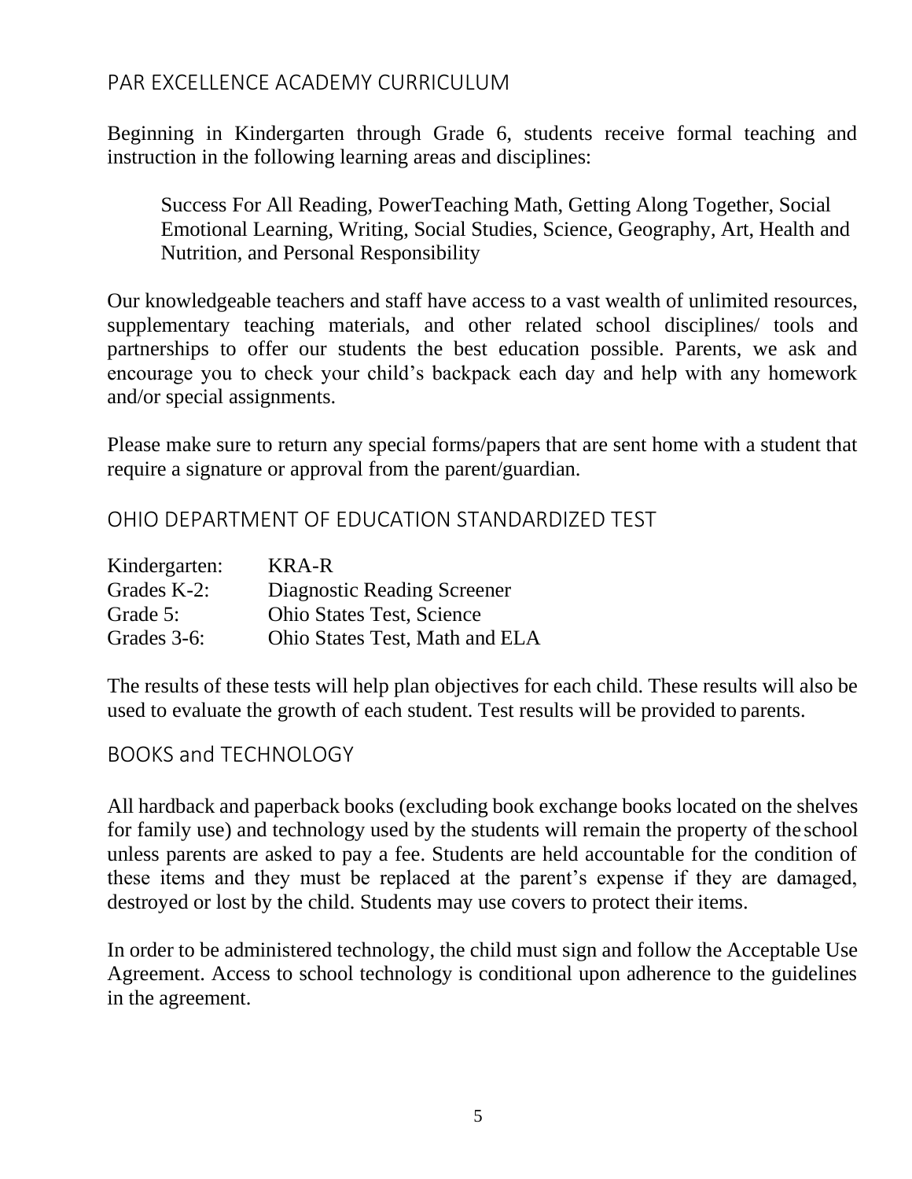## PAR EXCELLENCE ACADEMY CURRICULUM

Beginning in Kindergarten through Grade 6, students receive formal teaching and instruction in the following learning areas and disciplines:

> Success For All Reading, PowerTeaching Math, Getting Along Together, Social Emotional Learning, Writing, Social Studies, Science, Geography, Art, Health and Nutrition, and Personal Responsibility

Our knowledgeable teachers and staff have access to a vast wealth of unlimited resources, supplementary teaching materials, and other related school disciplines/ tools and partnerships to offer our students the best education possible. Parents, we ask and encourage you to check your child's backpack each day and help with any homework and/or special assignments.

Please make sure to return any special forms/papers that are sent home with a student that require a signature or approval from the parent/guardian.

## OHIO DEPARTMENT OF EDUCATION STANDARDIZED TEST

| | |
|---|---|
| Kindergarten: | KRA-R |
| Grades K-2: | Diagnostic Reading Screener |
| Grade 5: | Ohio States Test, Science |
| Grades 3-6: | Ohio States Test, Math and ELA |

The results of these tests will help plan objectives for each child. These results will also be used to evaluate the growth of each student. Test results will be provided to parents.

## BOOKS and TECHNOLOGY

All hardback and paperback books (excluding book exchange books located on the shelves for family use) and technology used by the students will remain the property of the school unless parents are asked to pay a fee. Students are held accountable for the condition of these items and they must be replaced at the parent's expense if they are damaged, destroyed or lost by the child. Students may use covers to protect their items.

In order to be administered technology, the child must sign and follow the Acceptable Use Agreement. Access to school technology is conditional upon adherence to the guidelines in the agreement.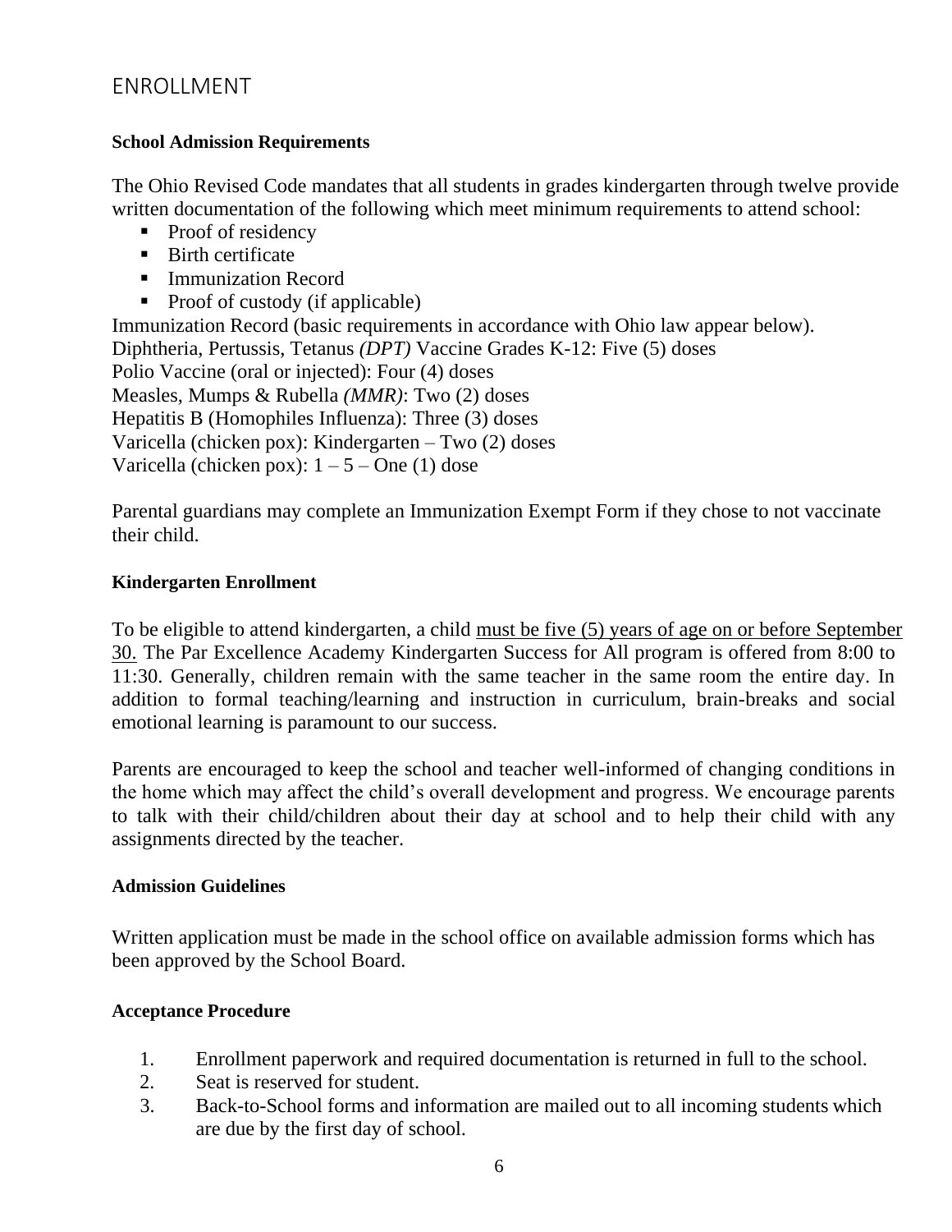## ENROLLMENT

**School Admission Requirements**

The Ohio Revised Code mandates that all students in grades kindergarten through twelve provide written documentation of the following which meet minimum requirements to attend school:

- Proof of residency
- Birth certificate
- Immunization Record
- Proof of custody (if applicable)

Immunization Record (basic requirements in accordance with Ohio law appear below).
Diphtheria, Pertussis, Tetanus *(DPT)* Vaccine Grades K-12: Five (5) doses
Polio Vaccine (oral or injected): Four (4) doses
Measles, Mumps & Rubella *(MMR)*: Two (2) doses
Hepatitis B (Homophiles Influenza): Three (3) doses
Varicella (chicken pox): Kindergarten – Two (2) doses
Varicella (chicken pox): 1 – 5 – One (1) dose

Parental guardians may complete an Immunization Exempt Form if they chose to not vaccinate their child.

**Kindergarten Enrollment**

To be eligible to attend kindergarten, a child <u>must be five (5) years of age on or before September 30.</u> The Par Excellence Academy Kindergarten Success for All program is offered from 8:00 to 11:30. Generally, children remain with the same teacher in the same room the entire day. In addition to formal teaching/learning and instruction in curriculum, brain-breaks and social emotional learning is paramount to our success.

Parents are encouraged to keep the school and teacher well-informed of changing conditions in the home which may affect the child's overall development and progress. We encourage parents to talk with their child/children about their day at school and to help their child with any assignments directed by the teacher.

**Admission Guidelines**

Written application must be made in the school office on available admission forms which has been approved by the School Board.

**Acceptance Procedure**

1. Enrollment paperwork and required documentation is returned in full to the school.
2. Seat is reserved for student.
3. Back-to-School forms and information are mailed out to all incoming students which are due by the first day of school.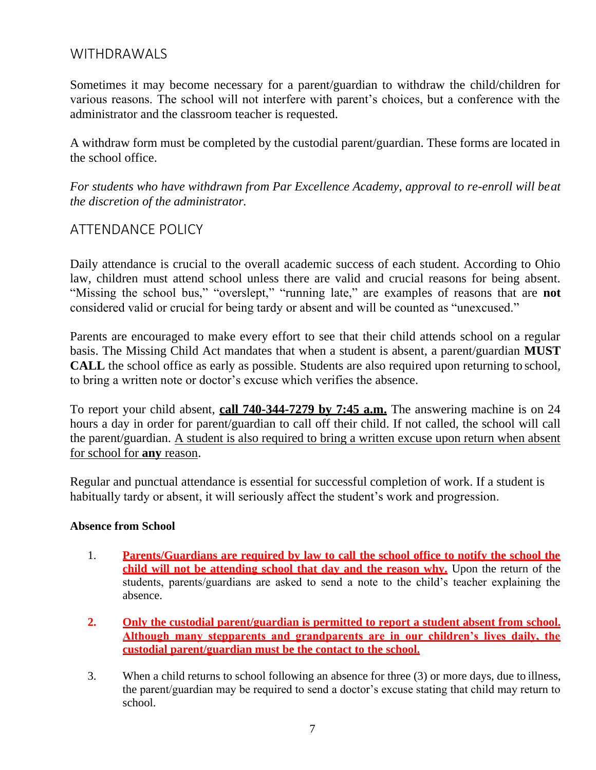## WITHDRAWALS

Sometimes it may become necessary for a parent/guardian to withdraw the child/children for various reasons. The school will not interfere with parent's choices, but a conference with the administrator and the classroom teacher is requested.

A withdraw form must be completed by the custodial parent/guardian. These forms are located in the school office.

*For students who have withdrawn from Par Excellence Academy, approval to re-enroll will be at the discretion of the administrator.*

## ATTENDANCE POLICY

Daily attendance is crucial to the overall academic success of each student. According to Ohio law, children must attend school unless there are valid and crucial reasons for being absent. "Missing the school bus," "overslept," "running late," are examples of reasons that are **not** considered valid or crucial for being tardy or absent and will be counted as "unexcused."

Parents are encouraged to make every effort to see that their child attends school on a regular basis. The Missing Child Act mandates that when a student is absent, a parent/guardian **MUST CALL** the school office as early as possible. Students are also required upon returning to school, to bring a written note or doctor's excuse which verifies the absence.

To report your child absent, <u>**call 740-344-7279 by 7:45 a.m.**</u> The answering machine is on 24 hours a day in order for parent/guardian to call off their child. If not called, the school will call the parent/guardian. <u>A student is also required to bring a written excuse upon return when absent for school for **any** reason</u>.

Regular and punctual attendance is essential for successful completion of work. If a student is habitually tardy or absent, it will seriously affect the student's work and progression.

**Absence from School**

1. <u>**Parents/Guardians are required by law to call the school office to notify the school the child will not be attending school that day and the reason why.**</u> Upon the return of the students, parents/guardians are asked to send a note to the child's teacher explaining the absence.

2. <u>**Only the custodial parent/guardian is permitted to report a student absent from school. Although many stepparents and grandparents are in our children's lives daily, the custodial parent/guardian must be the contact to the school.**</u>

3. When a child returns to school following an absence for three (3) or more days, due to illness, the parent/guardian may be required to send a doctor's excuse stating that child may return to school.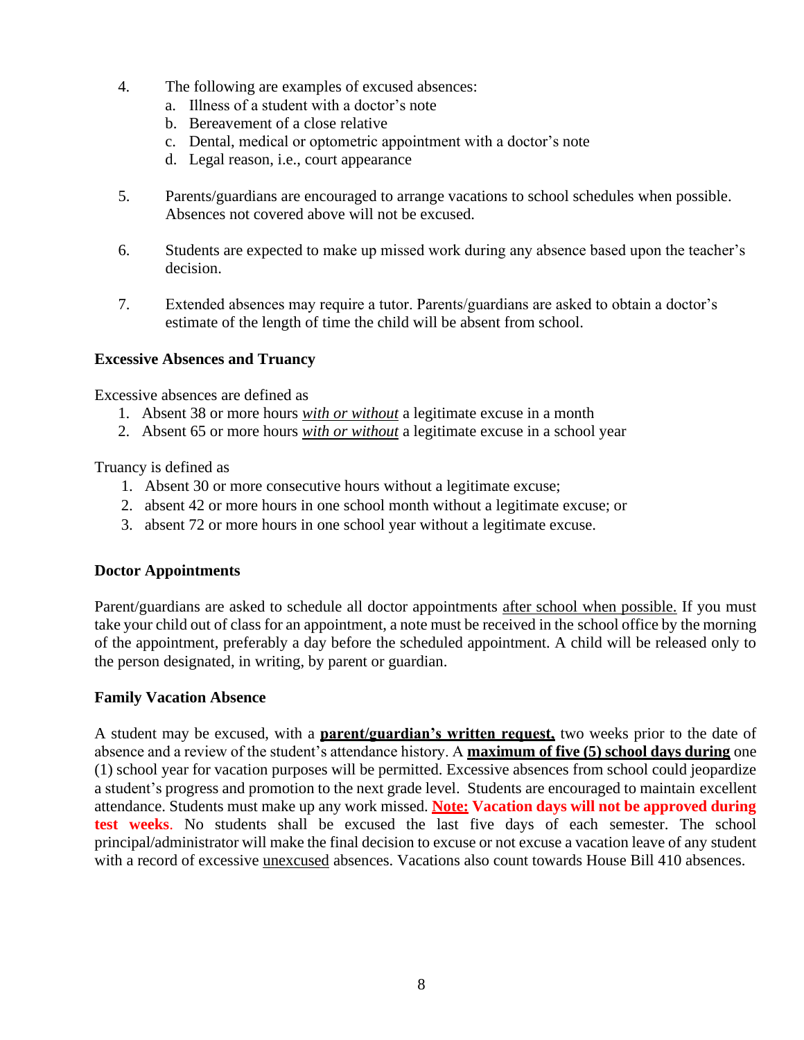4. The following are examples of excused absences:
    a. Illness of a student with a doctor's note
    b. Bereavement of a close relative
    c. Dental, medical or optometric appointment with a doctor's note
    d. Legal reason, i.e., court appearance

5. Parents/guardians are encouraged to arrange vacations to school schedules when possible. Absences not covered above will not be excused.

6. Students are expected to make up missed work during any absence based upon the teacher's decision.

7. Extended absences may require a tutor. Parents/guardians are asked to obtain a doctor's estimate of the length of time the child will be absent from school.

**Excessive Absences and Truancy**

Excessive absences are defined as

1. Absent 38 or more hours ***with or without*** a legitimate excuse in a month
2. Absent 65 or more hours ***with or without*** a legitimate excuse in a school year

Truancy is defined as

1. Absent 30 or more consecutive hours without a legitimate excuse;
2. absent 42 or more hours in one school month without a legitimate excuse; or
3. absent 72 or more hours in one school year without a legitimate excuse.

**Doctor Appointments**

Parent/guardians are asked to schedule all doctor appointments after school when possible. If you must take your child out of class for an appointment, a note must be received in the school office by the morning of the appointment, preferably a day before the scheduled appointment. A child will be released only to the person designated, in writing, by parent or guardian.

**Family Vacation Absence**

A student may be excused, with a **parent/guardian's written request,** two weeks prior to the date of absence and a review of the student's attendance history. A **maximum of five (5) school days during** one (1) school year for vacation purposes will be permitted. Excessive absences from school could jeopardize a student's progress and promotion to the next grade level. Students are encouraged to maintain excellent attendance. Students must make up any work missed. **Note: Vacation days will not be approved during test weeks**. No students shall be excused the last five days of each semester. The school principal/administrator will make the final decision to excuse or not excuse a vacation leave of any student with a record of excessive unexcused absences. Vacations also count towards House Bill 410 absences.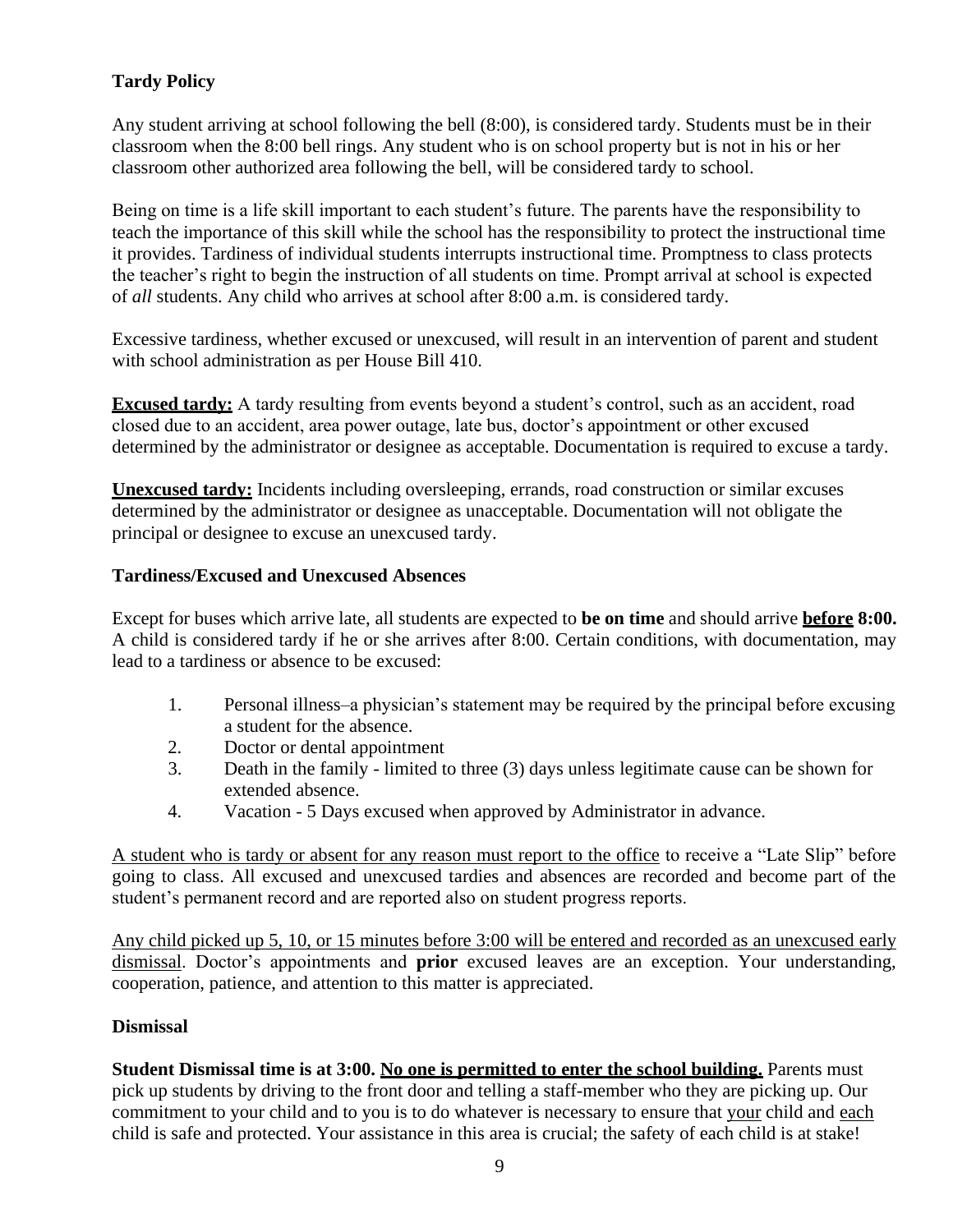**Tardy Policy**

Any student arriving at school following the bell (8:00), is considered tardy. Students must be in their classroom when the 8:00 bell rings. Any student who is on school property but is not in his or her classroom other authorized area following the bell, will be considered tardy to school.

Being on time is a life skill important to each student's future. The parents have the responsibility to teach the importance of this skill while the school has the responsibility to protect the instructional time it provides. Tardiness of individual students interrupts instructional time. Promptness to class protects the teacher's right to begin the instruction of all students on time. Prompt arrival at school is expected of *all* students. Any child who arrives at school after 8:00 a.m. is considered tardy.

Excessive tardiness, whether excused or unexcused, will result in an intervention of parent and student with school administration as per House Bill 410.

**Excused tardy:** A tardy resulting from events beyond a student's control, such as an accident, road closed due to an accident, area power outage, late bus, doctor's appointment or other excused determined by the administrator or designee as acceptable. Documentation is required to excuse a tardy.

**Unexcused tardy:** Incidents including oversleeping, errands, road construction or similar excuses determined by the administrator or designee as unacceptable. Documentation will not obligate the principal or designee to excuse an unexcused tardy.

**Tardiness/Excused and Unexcused Absences**

Except for buses which arrive late, all students are expected to **be on time** and should arrive **before 8:00.** A child is considered tardy if he or she arrives after 8:00. Certain conditions, with documentation, may lead to a tardiness or absence to be excused:

1. Personal illness–a physician's statement may be required by the principal before excusing a student for the absence.
2. Doctor or dental appointment
3. Death in the family - limited to three (3) days unless legitimate cause can be shown for extended absence.
4. Vacation - 5 Days excused when approved by Administrator in advance.

A student who is tardy or absent for any reason must report to the office to receive a "Late Slip" before going to class. All excused and unexcused tardies and absences are recorded and become part of the student's permanent record and are reported also on student progress reports.

Any child picked up 5, 10, or 15 minutes before 3:00 will be entered and recorded as an unexcused early dismissal. Doctor's appointments and **prior** excused leaves are an exception. Your understanding, cooperation, patience, and attention to this matter is appreciated.

**Dismissal**

**Student Dismissal time is at 3:00. No one is permitted to enter the school building.** Parents must pick up students by driving to the front door and telling a staff-member who they are picking up. Our commitment to your child and to you is to do whatever is necessary to ensure that your child and each child is safe and protected. Your assistance in this area is crucial; the safety of each child is at stake!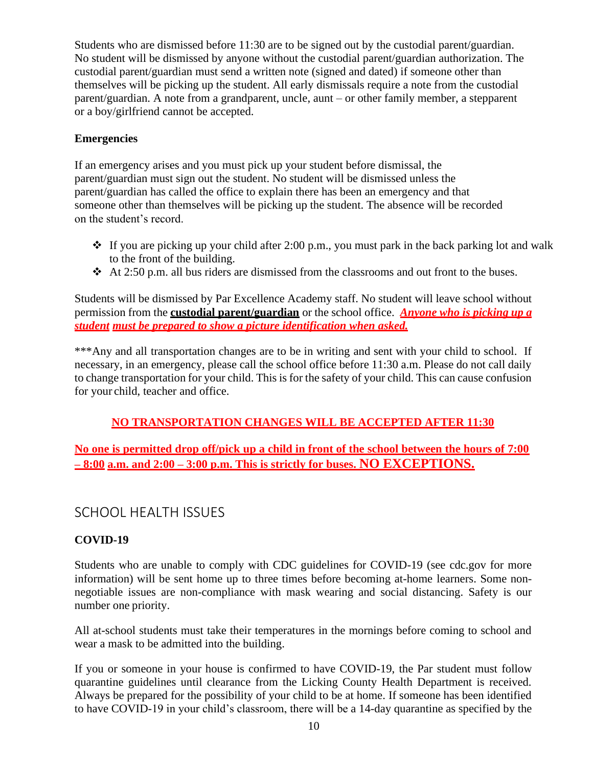Students who are dismissed before 11:30 are to be signed out by the custodial parent/guardian. No student will be dismissed by anyone without the custodial parent/guardian authorization. The custodial parent/guardian must send a written note (signed and dated) if someone other than themselves will be picking up the student. All early dismissals require a note from the custodial parent/guardian. A note from a grandparent, uncle, aunt – or other family member, a stepparent or a boy/girlfriend cannot be accepted.

**Emergencies**

If an emergency arises and you must pick up your student before dismissal, the parent/guardian must sign out the student. No student will be dismissed unless the parent/guardian has called the office to explain there has been an emergency and that someone other than themselves will be picking up the student. The absence will be recorded on the student's record.

- If you are picking up your child after 2:00 p.m., you must park in the back parking lot and walk to the front of the building.
- At 2:50 p.m. all bus riders are dismissed from the classrooms and out front to the buses.

Students will be dismissed by Par Excellence Academy staff. No student will leave school without permission from the **custodial parent/guardian** or the school office. ***Anyone who is picking up a student must be prepared to show a picture identification when asked.***

***Any and all transportation changes are to be in writing and sent with your child to school. If necessary, in an emergency, please call the school office before 11:30 a.m. Please do not call daily to change transportation for your child. This is for the safety of your child. This can cause confusion for your child, teacher and office.

**NO TRANSPORTATION CHANGES WILL BE ACCEPTED AFTER 11:30**

**No one is permitted drop off/pick up a child in front of the school between the hours of 7:00 – 8:00 a.m. and 2:00 – 3:00 p.m. This is strictly for buses. NO EXCEPTIONS.**

## SCHOOL HEALTH ISSUES

**COVID-19**

Students who are unable to comply with CDC guidelines for COVID-19 (see cdc.gov for more information) will be sent home up to three times before becoming at-home learners. Some non-negotiable issues are non-compliance with mask wearing and social distancing. Safety is our number one priority.

All at-school students must take their temperatures in the mornings before coming to school and wear a mask to be admitted into the building.

If you or someone in your house is confirmed to have COVID-19, the Par student must follow quarantine guidelines until clearance from the Licking County Health Department is received. Always be prepared for the possibility of your child to be at home. If someone has been identified to have COVID-19 in your child's classroom, there will be a 14-day quarantine as specified by the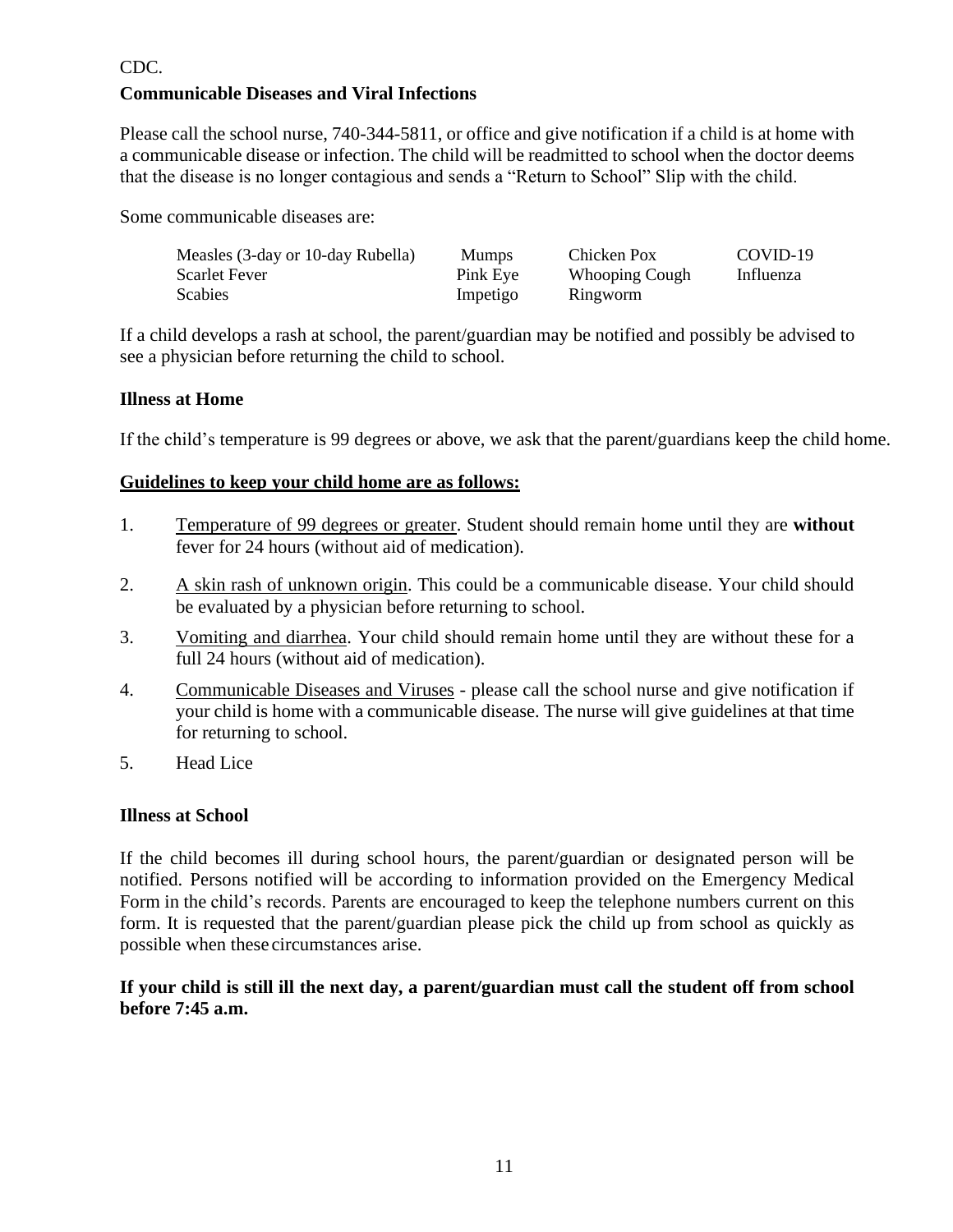CDC.

**Communicable Diseases and Viral Infections**

Please call the school nurse, 740-344-5811, or office and give notification if a child is at home with a communicable disease or infection. The child will be readmitted to school when the doctor deems that the disease is no longer contagious and sends a "Return to School" Slip with the child.

Some communicable diseases are:

| | | | |
|---|---|---|---|
| Measles (3-day or 10-day Rubella) | Mumps | Chicken Pox | COVID-19 |
| Scarlet Fever | Pink Eye | Whooping Cough | Influenza |
| Scabies | Impetigo | Ringworm | |

If a child develops a rash at school, the parent/guardian may be notified and possibly be advised to see a physician before returning the child to school.

**Illness at Home**

If the child's temperature is 99 degrees or above, we ask that the parent/guardians keep the child home.

**Guidelines to keep your child home are as follows:**

1. Temperature of 99 degrees or greater. Student should remain home until they are **without** fever for 24 hours (without aid of medication).
2. A skin rash of unknown origin. This could be a communicable disease. Your child should be evaluated by a physician before returning to school.
3. Vomiting and diarrhea. Your child should remain home until they are without these for a full 24 hours (without aid of medication).
4. Communicable Diseases and Viruses - please call the school nurse and give notification if your child is home with a communicable disease. The nurse will give guidelines at that time for returning to school.
5. Head Lice

**Illness at School**

If the child becomes ill during school hours, the parent/guardian or designated person will be notified. Persons notified will be according to information provided on the Emergency Medical Form in the child's records. Parents are encouraged to keep the telephone numbers current on this form. It is requested that the parent/guardian please pick the child up from school as quickly as possible when these circumstances arise.

**If your child is still ill the next day, a parent/guardian must call the student off from school before 7:45 a.m.**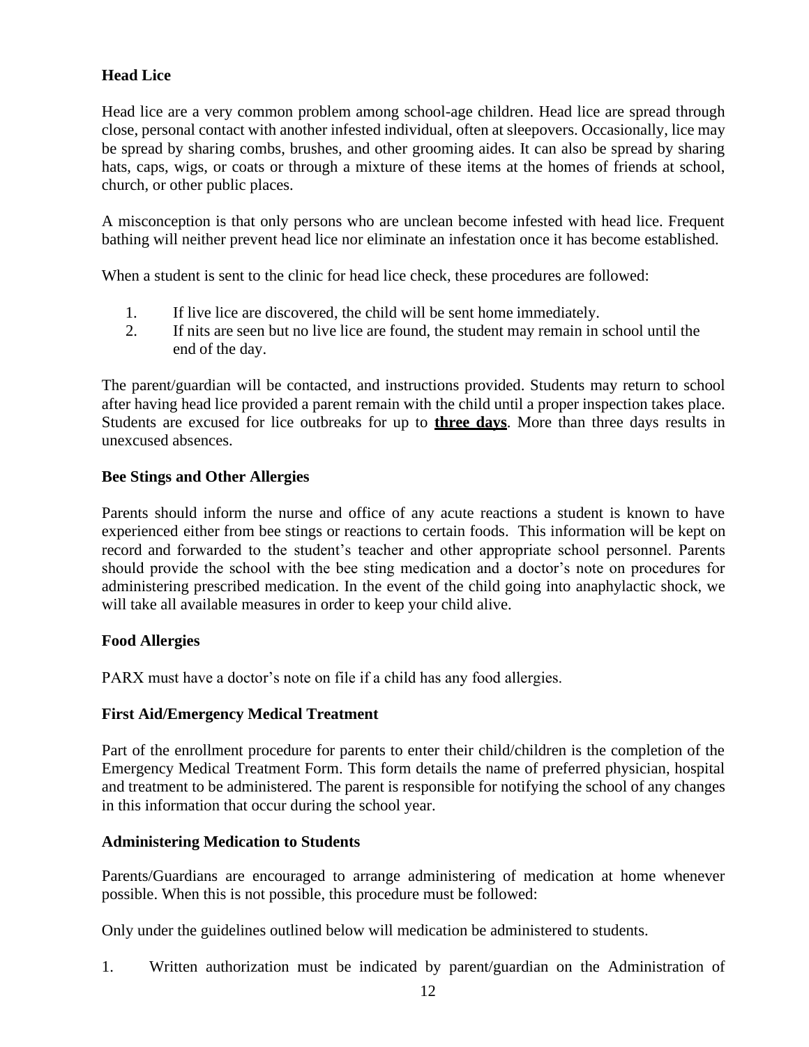**Head Lice**

Head lice are a very common problem among school-age children. Head lice are spread through close, personal contact with another infested individual, often at sleepovers. Occasionally, lice may be spread by sharing combs, brushes, and other grooming aides. It can also be spread by sharing hats, caps, wigs, or coats or through a mixture of these items at the homes of friends at school, church, or other public places.

A misconception is that only persons who are unclean become infested with head lice. Frequent bathing will neither prevent head lice nor eliminate an infestation once it has become established.

When a student is sent to the clinic for head lice check, these procedures are followed:

1. If live lice are discovered, the child will be sent home immediately.
2. If nits are seen but no live lice are found, the student may remain in school until the end of the day.

The parent/guardian will be contacted, and instructions provided. Students may return to school after having head lice provided a parent remain with the child until a proper inspection takes place. Students are excused for lice outbreaks for up to <u>**three days**</u>. More than three days results in unexcused absences.

**Bee Stings and Other Allergies**

Parents should inform the nurse and office of any acute reactions a student is known to have experienced either from bee stings or reactions to certain foods. This information will be kept on record and forwarded to the student's teacher and other appropriate school personnel. Parents should provide the school with the bee sting medication and a doctor's note on procedures for administering prescribed medication. In the event of the child going into anaphylactic shock, we will take all available measures in order to keep your child alive.

**Food Allergies**

PARX must have a doctor's note on file if a child has any food allergies.

**First Aid/Emergency Medical Treatment**

Part of the enrollment procedure for parents to enter their child/children is the completion of the Emergency Medical Treatment Form. This form details the name of preferred physician, hospital and treatment to be administered. The parent is responsible for notifying the school of any changes in this information that occur during the school year.

**Administering Medication to Students**

Parents/Guardians are encouraged to arrange administering of medication at home whenever possible. When this is not possible, this procedure must be followed:

Only under the guidelines outlined below will medication be administered to students.

1. Written authorization must be indicated by parent/guardian on the Administration of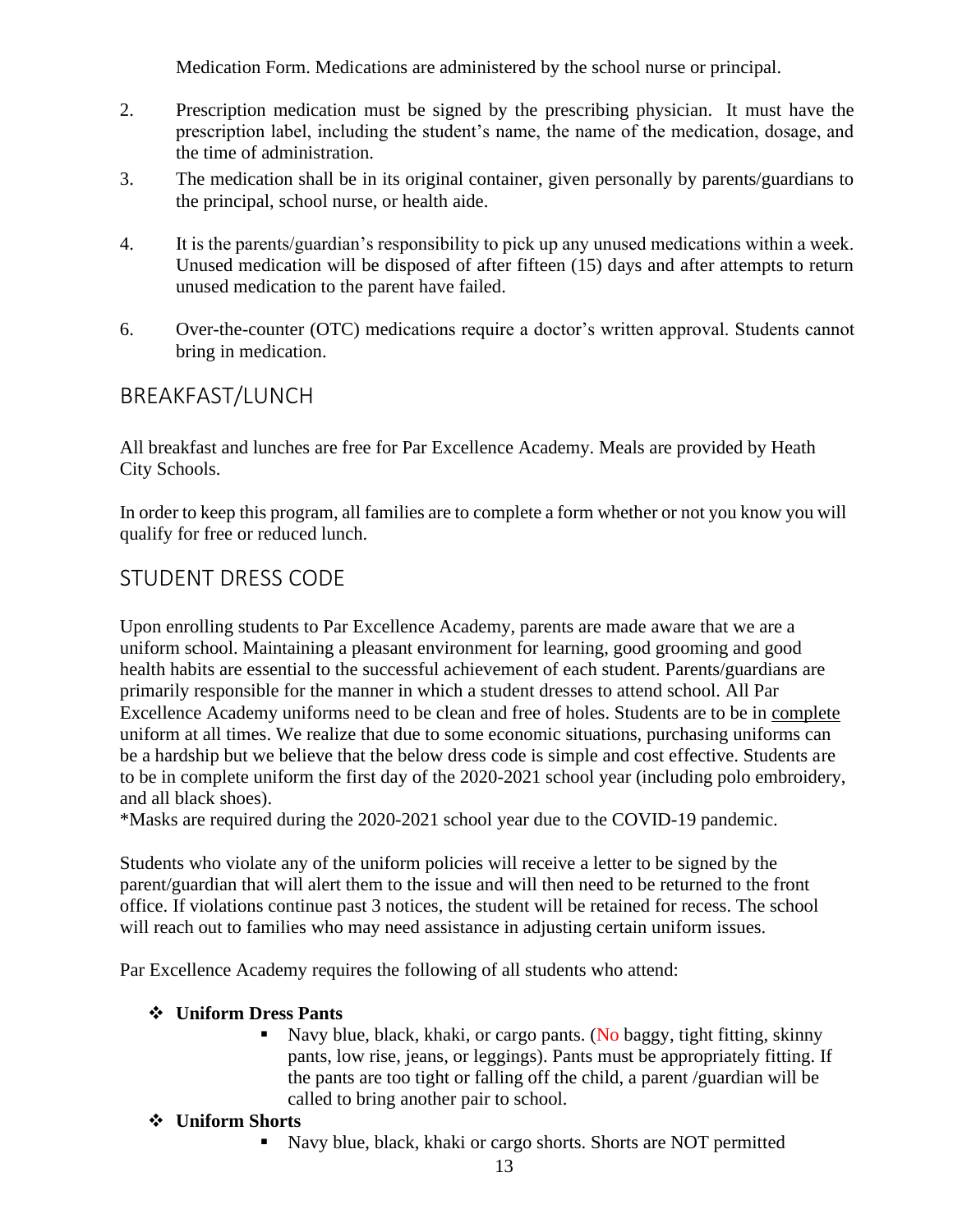Medication Form. Medications are administered by the school nurse or principal.

2. Prescription medication must be signed by the prescribing physician. It must have the prescription label, including the student's name, the name of the medication, dosage, and the time of administration.
3. The medication shall be in its original container, given personally by parents/guardians to the principal, school nurse, or health aide.
4. It is the parents/guardian's responsibility to pick up any unused medications within a week. Unused medication will be disposed of after fifteen (15) days and after attempts to return unused medication to the parent have failed.
6. Over-the-counter (OTC) medications require a doctor's written approval. Students cannot bring in medication.

## BREAKFAST/LUNCH

All breakfast and lunches are free for Par Excellence Academy. Meals are provided by Heath City Schools.

In order to keep this program, all families are to complete a form whether or not you know you will qualify for free or reduced lunch.

## STUDENT DRESS CODE

Upon enrolling students to Par Excellence Academy, parents are made aware that we are a uniform school. Maintaining a pleasant environment for learning, good grooming and good health habits are essential to the successful achievement of each student. Parents/guardians are primarily responsible for the manner in which a student dresses to attend school. All Par Excellence Academy uniforms need to be clean and free of holes. Students are to be in complete uniform at all times. We realize that due to some economic situations, purchasing uniforms can be a hardship but we believe that the below dress code is simple and cost effective. Students are to be in complete uniform the first day of the 2020-2021 school year (including polo embroidery, and all black shoes).
*Masks are required during the 2020-2021 school year due to the COVID-19 pandemic.

Students who violate any of the uniform policies will receive a letter to be signed by the parent/guardian that will alert them to the issue and will then need to be returned to the front office. If violations continue past 3 notices, the student will be retained for recess. The school will reach out to families who may need assistance in adjusting certain uniform issues.

Par Excellence Academy requires the following of all students who attend:

- **Uniform Dress Pants**
  - Navy blue, black, khaki, or cargo pants. (No baggy, tight fitting, skinny pants, low rise, jeans, or leggings). Pants must be appropriately fitting. If the pants are too tight or falling off the child, a parent /guardian will be called to bring another pair to school.
- **Uniform Shorts**
  - Navy blue, black, khaki or cargo shorts. Shorts are NOT permitted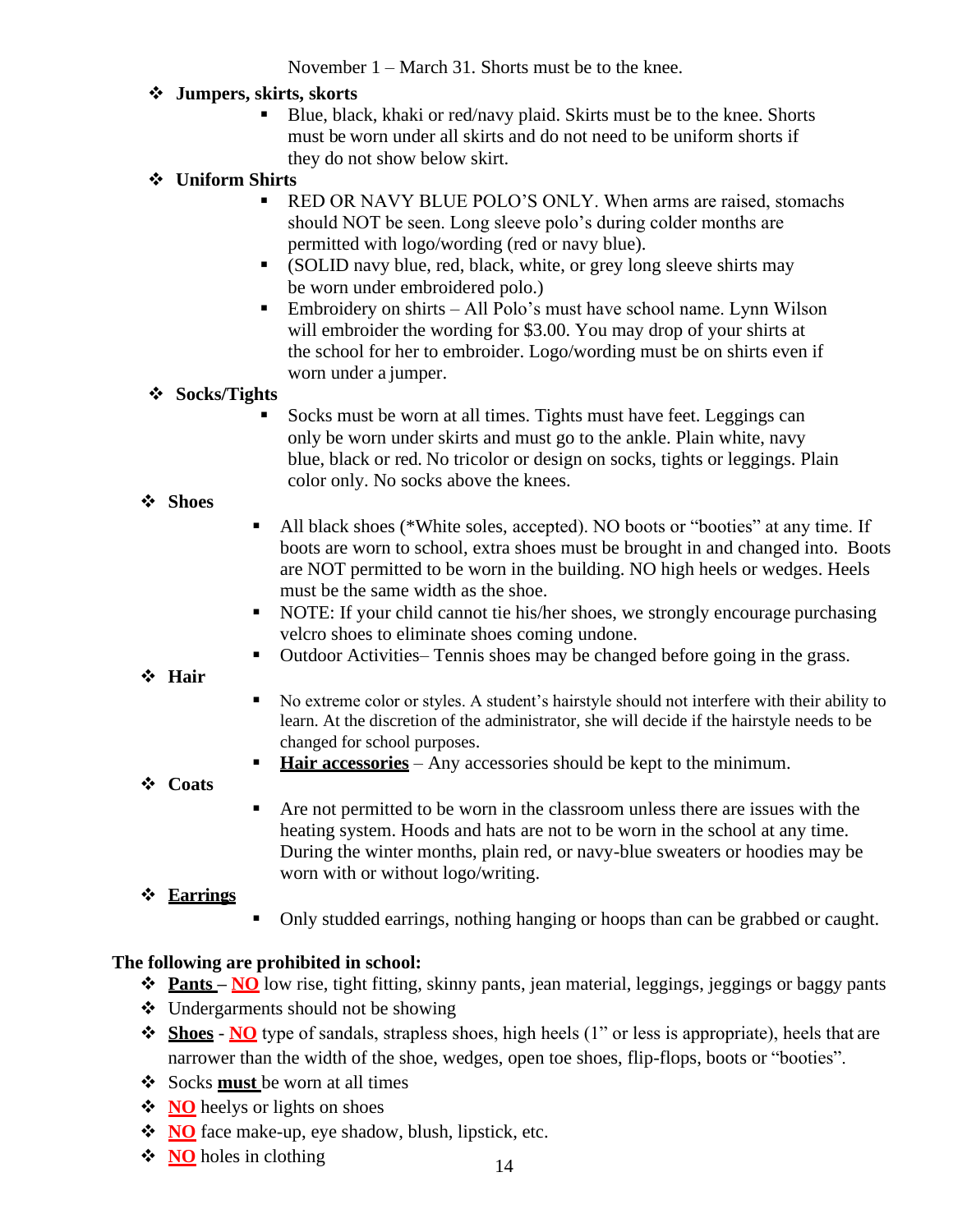November 1 – March 31. Shorts must be to the knee.

- **Jumpers, skirts, skorts**
  - Blue, black, khaki or red/navy plaid. Skirts must be to the knee. Shorts must be worn under all skirts and do not need to be uniform shorts if they do not show below skirt.
- **Uniform Shirts**
  - RED OR NAVY BLUE POLO'S ONLY. When arms are raised, stomachs should NOT be seen. Long sleeve polo's during colder months are permitted with logo/wording (red or navy blue).
  - (SOLID navy blue, red, black, white, or grey long sleeve shirts may be worn under embroidered polo.)
  - Embroidery on shirts – All Polo's must have school name. Lynn Wilson will embroider the wording for $3.00. You may drop of your shirts at the school for her to embroider. Logo/wording must be on shirts even if worn under a jumper.
- **Socks/Tights**
  - Socks must be worn at all times. Tights must have feet. Leggings can only be worn under skirts and must go to the ankle. Plain white, navy blue, black or red. No tricolor or design on socks, tights or leggings. Plain color only. No socks above the knees.
- **Shoes**
  - All black shoes (*White soles, accepted). NO boots or "booties" at any time. If boots are worn to school, extra shoes must be brought in and changed into. Boots are NOT permitted to be worn in the building. NO high heels or wedges. Heels must be the same width as the shoe.
  - NOTE: If your child cannot tie his/her shoes, we strongly encourage purchasing velcro shoes to eliminate shoes coming undone.
  - Outdoor Activities– Tennis shoes may be changed before going in the grass.
- **Hair**
  - No extreme color or styles. A student's hairstyle should not interfere with their ability to learn. At the discretion of the administrator, she will decide if the hairstyle needs to be changed for school purposes.
  - <u>**Hair accessories**</u> – Any accessories should be kept to the minimum.
- **Coats**
  - Are not permitted to be worn in the classroom unless there are issues with the heating system. Hoods and hats are not to be worn in the school at any time. During the winter months, plain red, or navy-blue sweaters or hoodies may be worn with or without logo/writing.
- <u>**Earrings**</u>
  - Only studded earrings, nothing hanging or hoops than can be grabbed or caught.

**The following are prohibited in school:**

- <u>**Pants**</u> – <u>**NO**</u> low rise, tight fitting, skinny pants, jean material, leggings, jeggings or baggy pants
- Undergarments should not be showing
- <u>**Shoes**</u> - <u>**NO**</u> type of sandals, strapless shoes, high heels (1" or less is appropriate), heels that are narrower than the width of the shoe, wedges, open toe shoes, flip-flops, boots or "booties".
- Socks <u>**must**</u> be worn at all times
- <u>**NO**</u> heelys or lights on shoes
- <u>**NO**</u> face make-up, eye shadow, blush, lipstick, etc.
- <u>**NO**</u> holes in clothing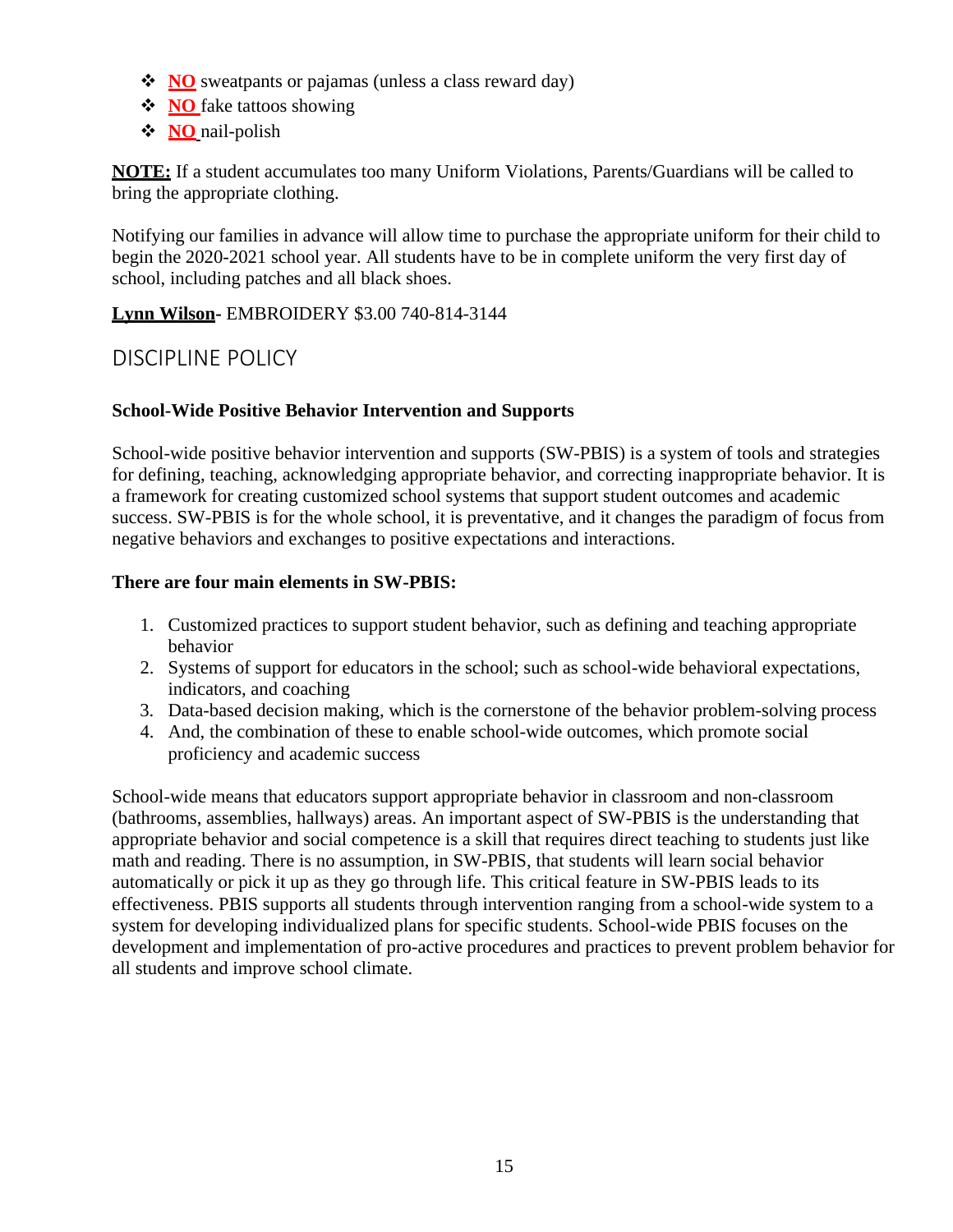- **NO** sweatpants or pajamas (unless a class reward day)
- **NO** fake tattoos showing
- **NO** nail-polish

**NOTE:** If a student accumulates too many Uniform Violations, Parents/Guardians will be called to bring the appropriate clothing.

Notifying our families in advance will allow time to purchase the appropriate uniform for their child to begin the 2020-2021 school year. All students have to be in complete uniform the very first day of school, including patches and all black shoes.

**Lynn Wilson**- EMBROIDERY $3.00 740-814-3144

## DISCIPLINE POLICY

**School-Wide Positive Behavior Intervention and Supports**

School-wide positive behavior intervention and supports (SW-PBIS) is a system of tools and strategies for defining, teaching, acknowledging appropriate behavior, and correcting inappropriate behavior. It is a framework for creating customized school systems that support student outcomes and academic success. SW-PBIS is for the whole school, it is preventative, and it changes the paradigm of focus from negative behaviors and exchanges to positive expectations and interactions.

**There are four main elements in SW-PBIS:**

1. Customized practices to support student behavior, such as defining and teaching appropriate behavior
2. Systems of support for educators in the school; such as school-wide behavioral expectations, indicators, and coaching
3. Data-based decision making, which is the cornerstone of the behavior problem-solving process
4. And, the combination of these to enable school-wide outcomes, which promote social proficiency and academic success

School-wide means that educators support appropriate behavior in classroom and non-classroom (bathrooms, assemblies, hallways) areas. An important aspect of SW-PBIS is the understanding that appropriate behavior and social competence is a skill that requires direct teaching to students just like math and reading. There is no assumption, in SW-PBIS, that students will learn social behavior automatically or pick it up as they go through life. This critical feature in SW-PBIS leads to its effectiveness. PBIS supports all students through intervention ranging from a school-wide system to a system for developing individualized plans for specific students. School-wide PBIS focuses on the development and implementation of pro-active procedures and practices to prevent problem behavior for all students and improve school climate.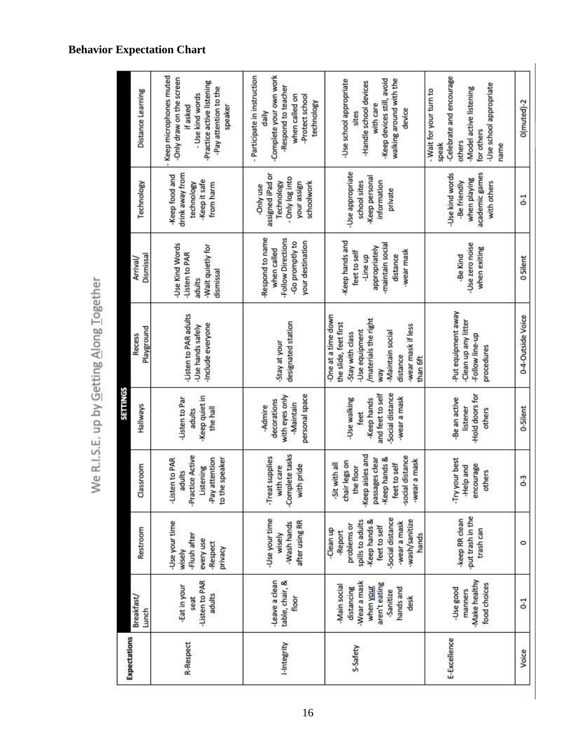**Behavior Expectation Chart**

## We R.I.S.E. up by Getting Along Together

| Expectations | SETTINGS | | | | | | | |
|---|---|---|---|---|---|---|---|---|
| | Breakfast/ Lunch | Restroom | Classroom | Hallways | Recess Playground | Arrival/ Dismissal | Technology | Distance Learning |
| R-Respect | -Eat in your seat -Listen to PAR adults | -Use your time wisely -Flush after every use -Respect privacy | -Listen to PAR adults -Practice Active Listening -Pay attention to the speaker | -Listen to Par adults -Keep quiet in the hall | -Listen to PAR adults -Use hands safely -Include everyone | -Use Kind Words -Listen to PAR adults -Wait quietly for dismissal | -Keep food and drink away from technology -Keep it safe from harm | - Keep microphones muted -Only draw on the screen if asked - Use kind words -Practice active listening -Pay attention to the speaker |
| I-Integrity | -Leave a clean table, chair, & floor | -Use your time wisely -Wash hands after using RR | -Treat supplies with care -Complete tasks with pride | -Admire decorations with eyes only -Maintain personal space | -Stay at your designated station | -Respond to name when called -Follow Directions -Go promptly to your destination | -Only use assigned iPad or Technology - Only log into your assign schoolwork | - Participate in instruction daily -Complete your own work -Respond to teacher when called on -Protect school technology |
| S-Safety | -Main social distancing -Wear a mask when your aren't eating -Sanitize hands and desk | -Clean up -Report problems or spills to adults -Keep hands & feet to self -Social distance -wear a mask -wash/sanitize hands | -Sit with all chair legs on the floor -Keep aisles and passages clear -Keep hands & feet to self -social distance -wear a mask | -Use walking feet -Keep hands and feet to self -Social distance -wear a mask | -One at a time down the slide, feet first -Stay with class -Use equipment /materials the right way -Maintain social distance -wear mask if less than 6ft | -Keep hands and feet to self -Line up appropriately -maintain social distance -wear mask | -Use appropriate school sites -Keep personal information private | -Use school appropriate sites -Handle school devices with care -Keep devices still, avoid walking around with the device |
| E-Excellence | -Use good manners -Make healthy food choices | -keep RR clean -put trash in the trash can | -Try your best -Help and encourage others | -Be an active listener -Hold doors for others | -Put equipment away -Clean up any litter -Follow line-up procedures | -Be Kind -Use zero noise when exiting | -Use kind words -Be friendly when playing academic games with others | - Wait for your turn to speak -Celebrate and encourage others -Model active listening for others -Use school appropriate name |
| Voice | 0-1 | 0 | 0-3 | 0-Silent | 0-4-Outside Voice | 0 Silent | 0-1 | 0(muted)-2 |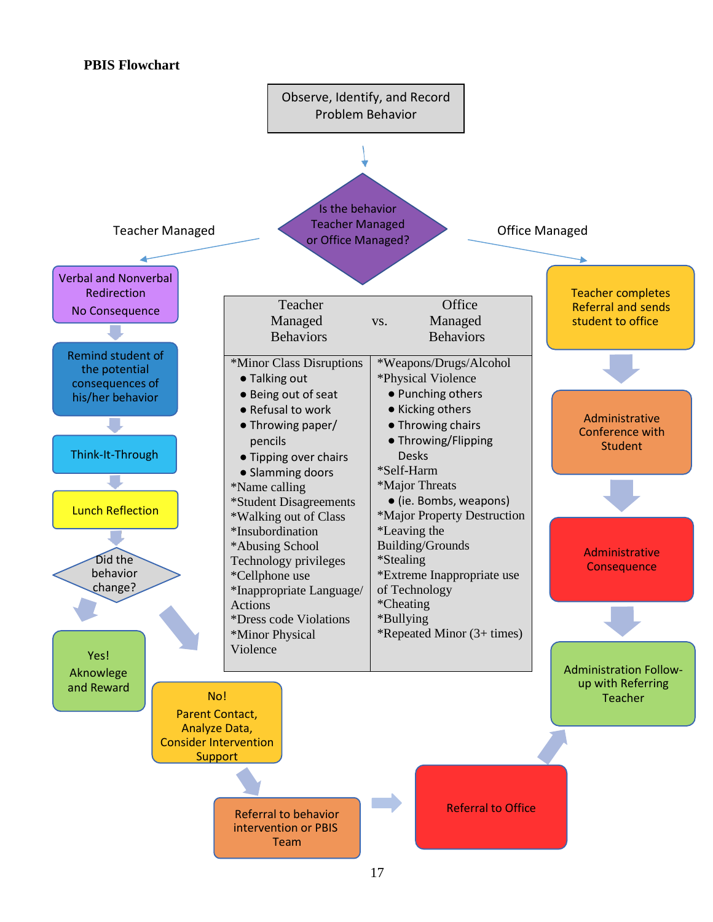**PBIS Flowchart**

Observe, Identify, and Record Problem Behavior

Is the behavior Teacher Managed or Office Managed?

Teacher Managed

Verbal and Nonverbal Redirection
No Consequence

Remind student of the potential consequences of his/her behavior

Think-It-Through

Lunch Reflection

Did the behavior change?

Yes! Aknowlege and Reward

No! Parent Contact, Analyze Data, Consider Intervention Support

Referral to behavior intervention or PBIS Team

Referral to Office

Office Managed

Teacher completes Referral and sends student to office

Administrative Conference with Student

Administrative Consequence

Administration Follow-up with Referring Teacher

| Teacher Managed Behaviors | Office Managed Behaviors |
|---|---|
| *Minor Class Disruptions<br>● Talking out<br>● Being out of seat<br>● Refusal to work<br>● Throwing paper/ pencils<br>● Tipping over chairs<br>● Slamming doors<br>*Name calling<br>*Student Disagreements<br>*Walking out of Class<br>*Insubordination<br>*Abusing School Technology privileges<br>*Cellphone use<br>*Inappropriate Language/ Actions<br>*Dress code Violations<br>*Minor Physical Violence | *Weapons/Drugs/Alcohol<br>*Physical Violence<br>● Punching others<br>● Kicking others<br>● Throwing chairs<br>● Throwing/Flipping Desks<br>*Self-Harm<br>*Major Threats<br>● (ie. Bombs, weapons)<br>*Major Property Destruction<br>*Leaving the Building/Grounds<br>*Stealing<br>*Extreme Inappropriate use of Technology<br>*Cheating<br>*Bullying<br>*Repeated Minor (3+ times) |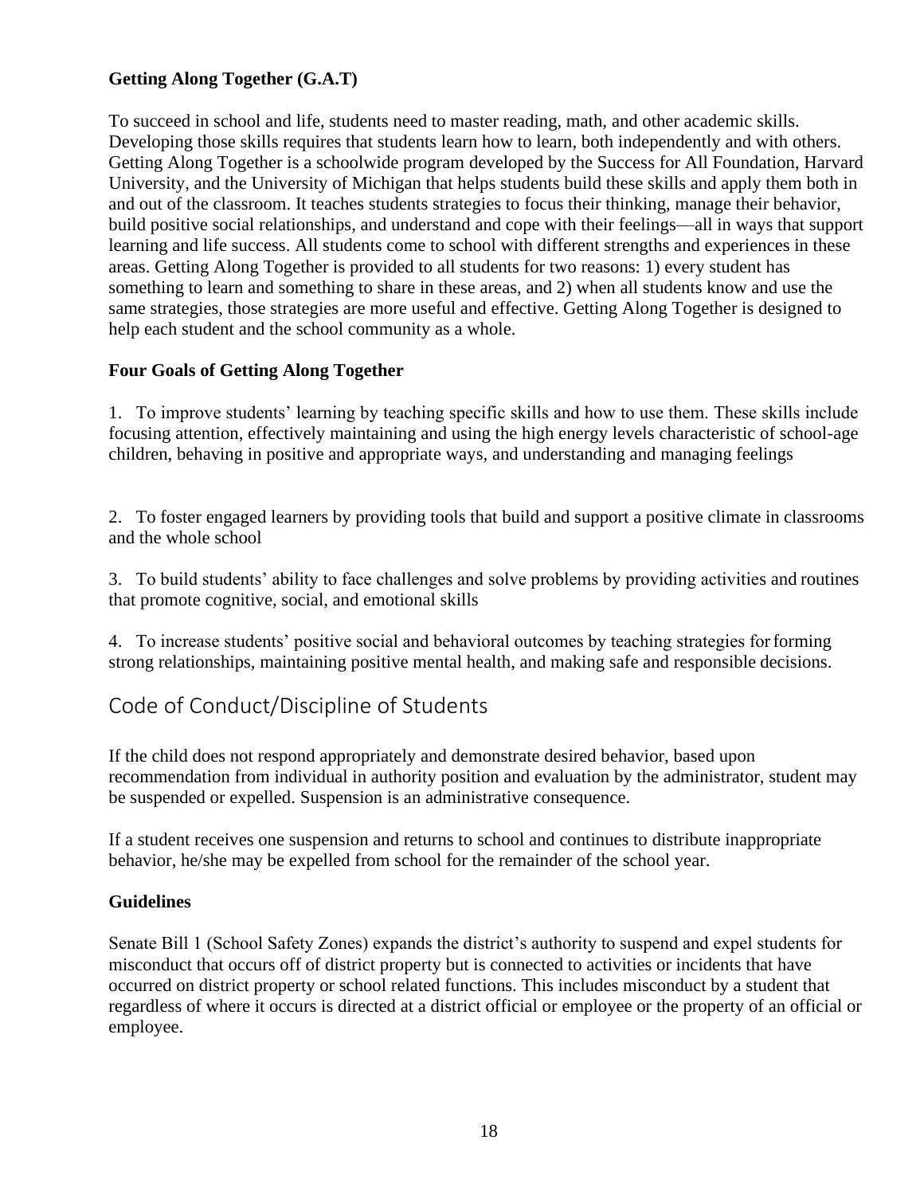### Getting Along Together (G.A.T)

To succeed in school and life, students need to master reading, math, and other academic skills. Developing those skills requires that students learn how to learn, both independently and with others. Getting Along Together is a schoolwide program developed by the Success for All Foundation, Harvard University, and the University of Michigan that helps students build these skills and apply them both in and out of the classroom. It teaches students strategies to focus their thinking, manage their behavior, build positive social relationships, and understand and cope with their feelings—all in ways that support learning and life success. All students come to school with different strengths and experiences in these areas. Getting Along Together is provided to all students for two reasons: 1) every student has something to learn and something to share in these areas, and 2) when all students know and use the same strategies, those strategies are more useful and effective. Getting Along Together is designed to help each student and the school community as a whole.

### Four Goals of Getting Along Together

1. To improve students' learning by teaching specific skills and how to use them. These skills include focusing attention, effectively maintaining and using the high energy levels characteristic of school-age children, behaving in positive and appropriate ways, and understanding and managing feelings

2. To foster engaged learners by providing tools that build and support a positive climate in classrooms and the whole school

3. To build students' ability to face challenges and solve problems by providing activities and routines that promote cognitive, social, and emotional skills

4. To increase students' positive social and behavioral outcomes by teaching strategies for forming strong relationships, maintaining positive mental health, and making safe and responsible decisions.

## Code of Conduct/Discipline of Students

If the child does not respond appropriately and demonstrate desired behavior, based upon recommendation from individual in authority position and evaluation by the administrator, student may be suspended or expelled. Suspension is an administrative consequence.

If a student receives one suspension and returns to school and continues to distribute inappropriate behavior, he/she may be expelled from school for the remainder of the school year.

### Guidelines

Senate Bill 1 (School Safety Zones) expands the district's authority to suspend and expel students for misconduct that occurs off of district property but is connected to activities or incidents that have occurred on district property or school related functions. This includes misconduct by a student that regardless of where it occurs is directed at a district official or employee or the property of an official or employee.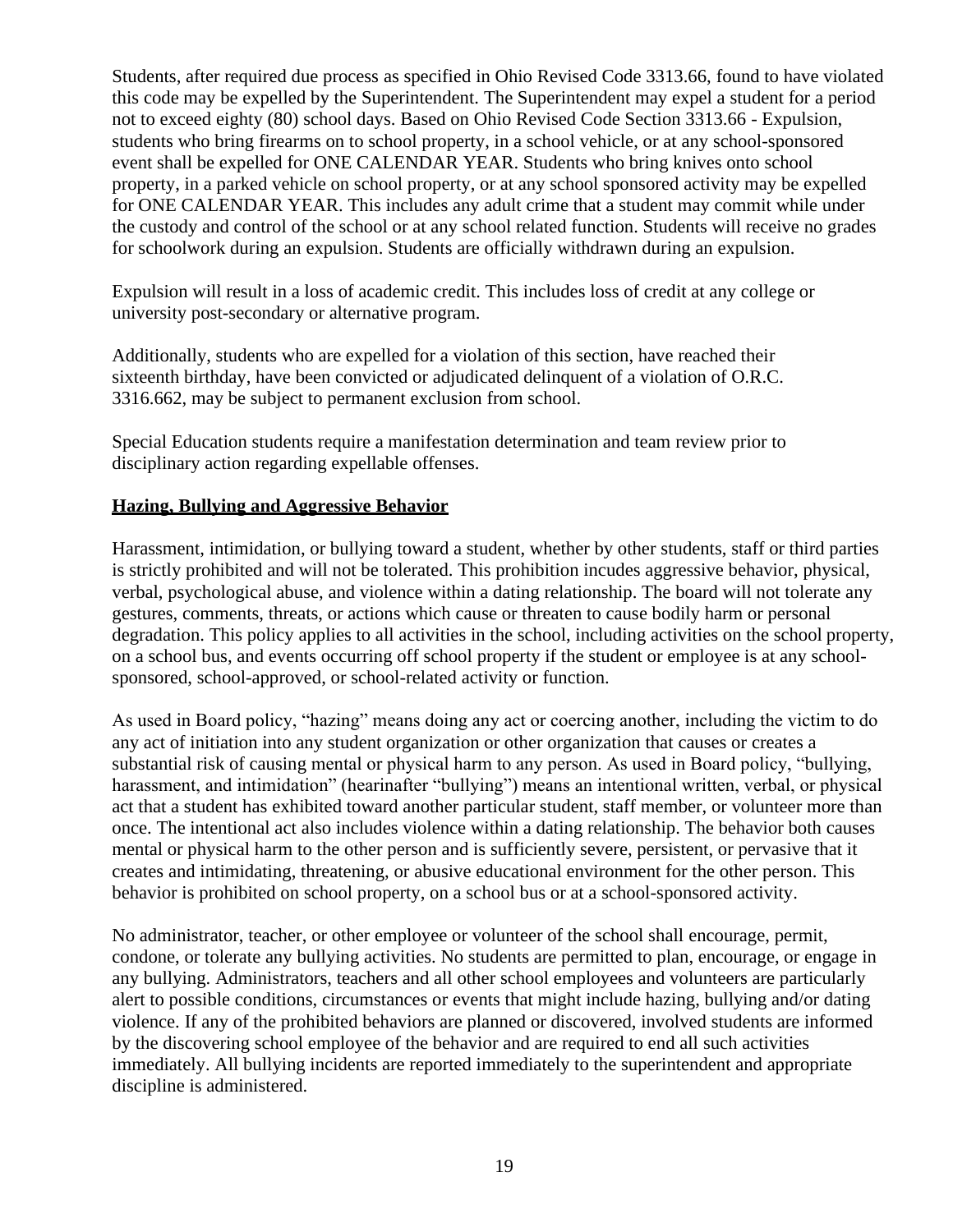Students, after required due process as specified in Ohio Revised Code 3313.66, found to have violated this code may be expelled by the Superintendent. The Superintendent may expel a student for a period not to exceed eighty (80) school days. Based on Ohio Revised Code Section 3313.66 - Expulsion, students who bring firearms on to school property, in a school vehicle, or at any school-sponsored event shall be expelled for ONE CALENDAR YEAR. Students who bring knives onto school property, in a parked vehicle on school property, or at any school sponsored activity may be expelled for ONE CALENDAR YEAR. This includes any adult crime that a student may commit while under the custody and control of the school or at any school related function. Students will receive no grades for schoolwork during an expulsion. Students are officially withdrawn during an expulsion.

Expulsion will result in a loss of academic credit. This includes loss of credit at any college or university post-secondary or alternative program.

Additionally, students who are expelled for a violation of this section, have reached their sixteenth birthday, have been convicted or adjudicated delinquent of a violation of O.R.C. 3316.662, may be subject to permanent exclusion from school.

Special Education students require a manifestation determination and team review prior to disciplinary action regarding expellable offenses.

**Hazing, Bullying and Aggressive Behavior**

Harassment, intimidation, or bullying toward a student, whether by other students, staff or third parties is strictly prohibited and will not be tolerated. This prohibition incudes aggressive behavior, physical, verbal, psychological abuse, and violence within a dating relationship. The board will not tolerate any gestures, comments, threats, or actions which cause or threaten to cause bodily harm or personal degradation. This policy applies to all activities in the school, including activities on the school property, on a school bus, and events occurring off school property if the student or employee is at any school-sponsored, school-approved, or school-related activity or function.

As used in Board policy, "hazing" means doing any act or coercing another, including the victim to do any act of initiation into any student organization or other organization that causes or creates a substantial risk of causing mental or physical harm to any person. As used in Board policy, "bullying, harassment, and intimidation" (hearinafter "bullying") means an intentional written, verbal, or physical act that a student has exhibited toward another particular student, staff member, or volunteer more than once. The intentional act also includes violence within a dating relationship. The behavior both causes mental or physical harm to the other person and is sufficiently severe, persistent, or pervasive that it creates and intimidating, threatening, or abusive educational environment for the other person. This behavior is prohibited on school property, on a school bus or at a school-sponsored activity.

No administrator, teacher, or other employee or volunteer of the school shall encourage, permit, condone, or tolerate any bullying activities. No students are permitted to plan, encourage, or engage in any bullying. Administrators, teachers and all other school employees and volunteers are particularly alert to possible conditions, circumstances or events that might include hazing, bullying and/or dating violence. If any of the prohibited behaviors are planned or discovered, involved students are informed by the discovering school employee of the behavior and are required to end all such activities immediately. All bullying incidents are reported immediately to the superintendent and appropriate discipline is administered.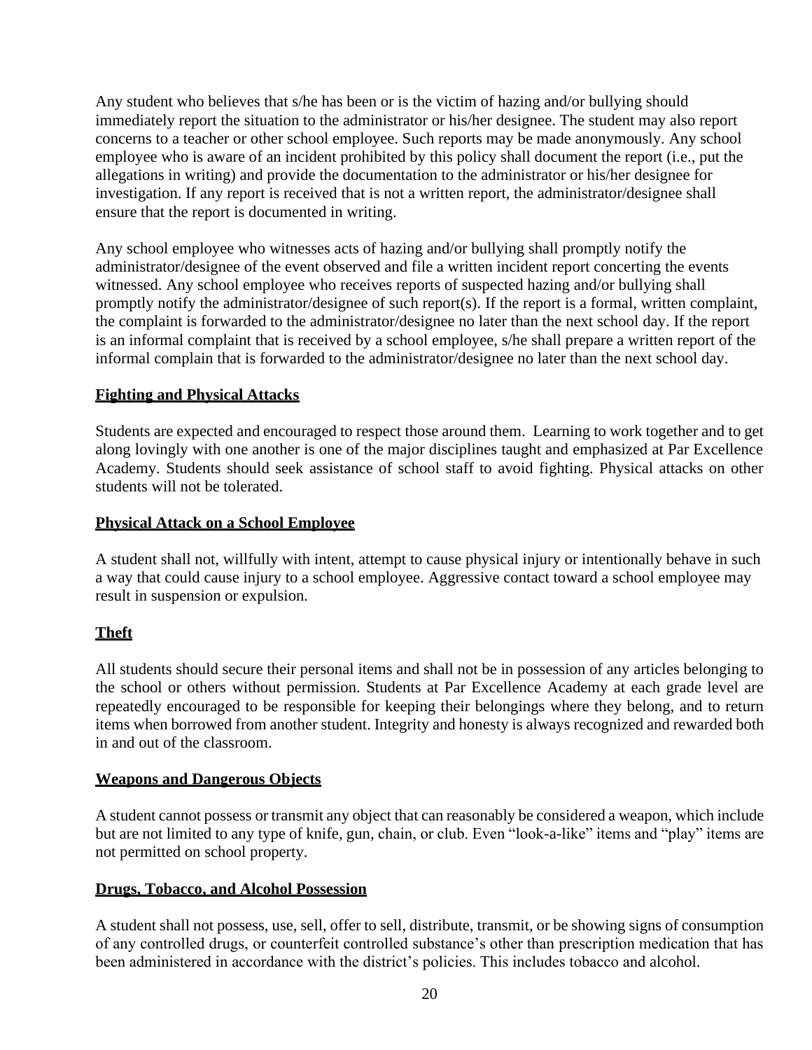Any student who believes that s/he has been or is the victim of hazing and/or bullying should immediately report the situation to the administrator or his/her designee. The student may also report concerns to a teacher or other school employee. Such reports may be made anonymously. Any school employee who is aware of an incident prohibited by this policy shall document the report (i.e., put the allegations in writing) and provide the documentation to the administrator or his/her designee for investigation. If any report is received that is not a written report, the administrator/designee shall ensure that the report is documented in writing.

Any school employee who witnesses acts of hazing and/or bullying shall promptly notify the administrator/designee of the event observed and file a written incident report concerning the events witnessed. Any school employee who receives reports of suspected hazing and/or bullying shall promptly notify the administrator/designee of such report(s). If the report is a formal, written complaint, the complaint is forwarded to the administrator/designee no later than the next school day. If the report is an informal complaint that is received by a school employee, s/he shall prepare a written report of the informal complain that is forwarded to the administrator/designee no later than the next school day.

**Fighting and Physical Attacks**

Students are expected and encouraged to respect those around them. Learning to work together and to get along lovingly with one another is one of the major disciplines taught and emphasized at Par Excellence Academy. Students should seek assistance of school staff to avoid fighting. Physical attacks on other students will not be tolerated.

**Physical Attack on a School Employee**

A student shall not, willfully with intent, attempt to cause physical injury or intentionally behave in such a way that could cause injury to a school employee. Aggressive contact toward a school employee may result in suspension or expulsion.

**Theft**

All students should secure their personal items and shall not be in possession of any articles belonging to the school or others without permission. Students at Par Excellence Academy at each grade level are repeatedly encouraged to be responsible for keeping their belongings where they belong, and to return items when borrowed from another student. Integrity and honesty is always recognized and rewarded both in and out of the classroom.

**Weapons and Dangerous Objects**

A student cannot possess or transmit any object that can reasonably be considered a weapon, which include but are not limited to any type of knife, gun, chain, or club. Even "look-a-like" items and "play" items are not permitted on school property.

**Drugs, Tobacco, and Alcohol Possession**

A student shall not possess, use, sell, offer to sell, distribute, transmit, or be showing signs of consumption of any controlled drugs, or counterfeit controlled substance's other than prescription medication that has been administered in accordance with the district's policies. This includes tobacco and alcohol.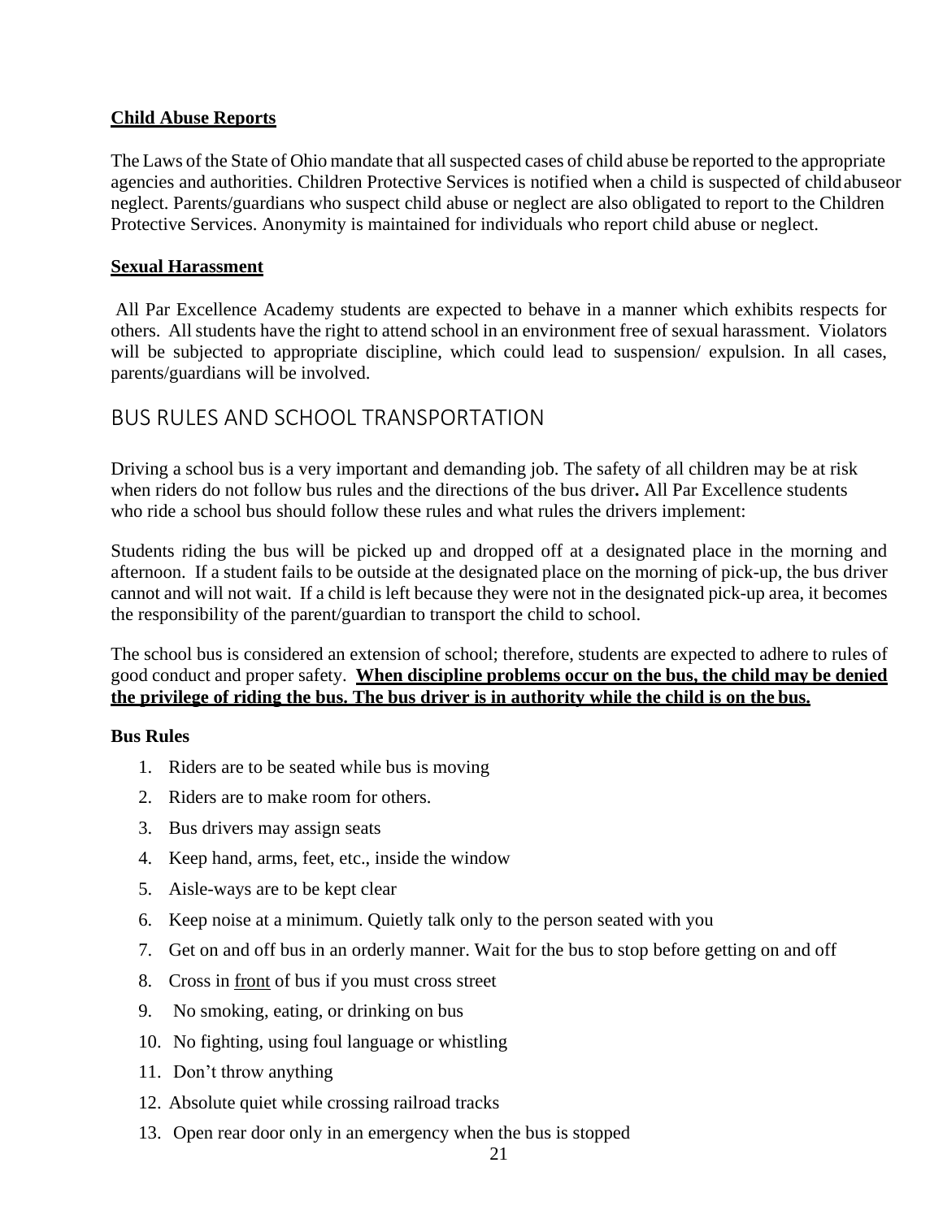**Child Abuse Reports**

The Laws of the State of Ohio mandate that all suspected cases of child abuse be reported to the appropriate agencies and authorities. Children Protective Services is notified when a child is suspected of child abuseor neglect. Parents/guardians who suspect child abuse or neglect are also obligated to report to the Children Protective Services. Anonymity is maintained for individuals who report child abuse or neglect.

**Sexual Harassment**

All Par Excellence Academy students are expected to behave in a manner which exhibits respects for others. All students have the right to attend school in an environment free of sexual harassment. Violators will be subjected to appropriate discipline, which could lead to suspension/ expulsion. In all cases, parents/guardians will be involved.

## BUS RULES AND SCHOOL TRANSPORTATION

Driving a school bus is a very important and demanding job. The safety of all children may be at risk when riders do not follow bus rules and the directions of the bus driver**.** All Par Excellence students who ride a school bus should follow these rules and what rules the drivers implement:

Students riding the bus will be picked up and dropped off at a designated place in the morning and afternoon. If a student fails to be outside at the designated place on the morning of pick-up, the bus driver cannot and will not wait. If a child is left because they were not in the designated pick-up area, it becomes the responsibility of the parent/guardian to transport the child to school.

The school bus is considered an extension of school; therefore, students are expected to adhere to rules of good conduct and proper safety. **When discipline problems occur on the bus, the child may be denied the privilege of riding the bus. The bus driver is in authority while the child is on the bus.**

**Bus Rules**

1. Riders are to be seated while bus is moving
2. Riders are to make room for others.
3. Bus drivers may assign seats
4. Keep hand, arms, feet, etc., inside the window
5. Aisle-ways are to be kept clear
6. Keep noise at a minimum. Quietly talk only to the person seated with you
7. Get on and off bus in an orderly manner. Wait for the bus to stop before getting on and off
8. Cross in front of bus if you must cross street
9. No smoking, eating, or drinking on bus
10. No fighting, using foul language or whistling
11. Don't throw anything
12. Absolute quiet while crossing railroad tracks
13. Open rear door only in an emergency when the bus is stopped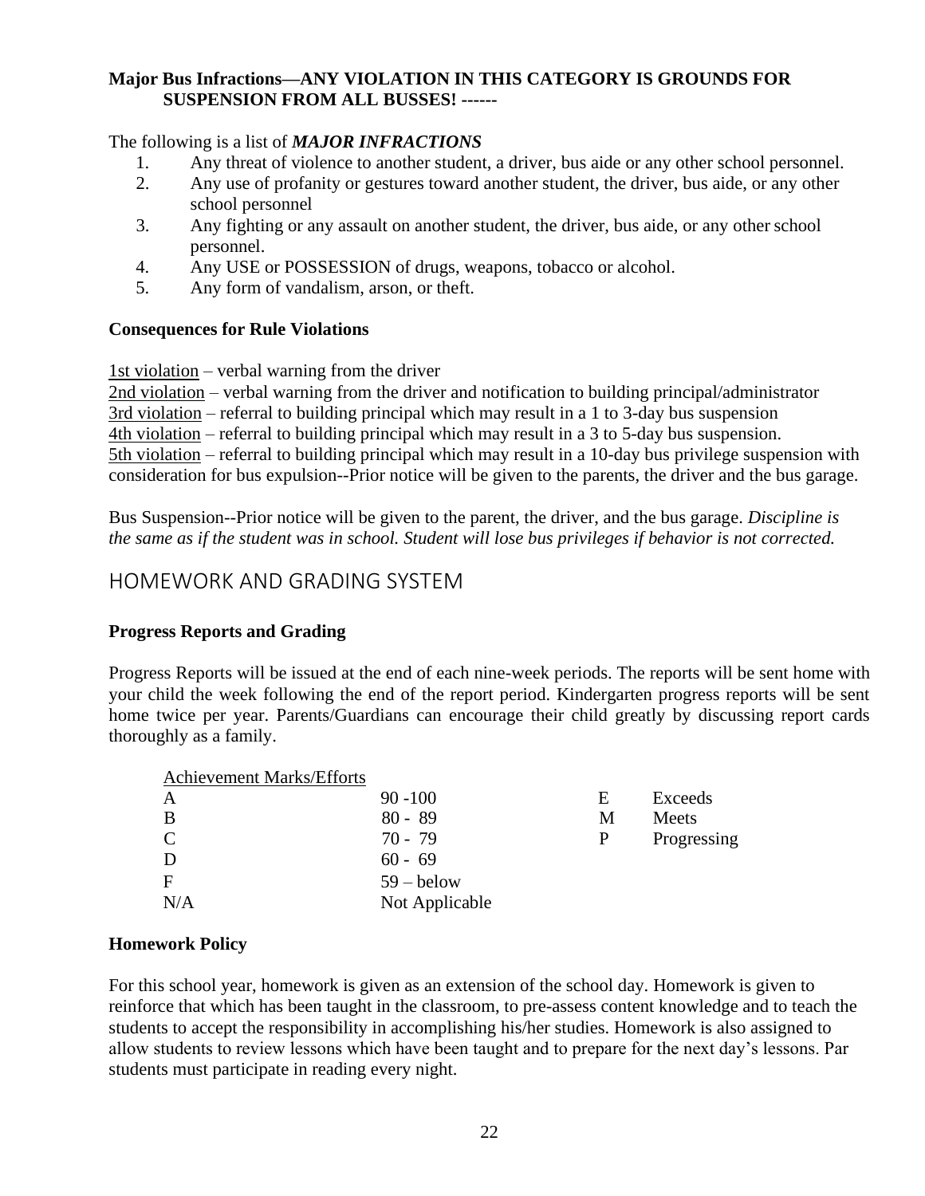**Major Bus Infractions—ANY VIOLATION IN THIS CATEGORY IS GROUNDS FOR SUSPENSION FROM ALL BUSSES! ------**

The following is a list of ***MAJOR INFRACTIONS***

1. Any threat of violence to another student, a driver, bus aide or any other school personnel.
2. Any use of profanity or gestures toward another student, the driver, bus aide, or any other school personnel
3. Any fighting or any assault on another student, the driver, bus aide, or any other school personnel.
4. Any USE or POSSESSION of drugs, weapons, tobacco or alcohol.
5. Any form of vandalism, arson, or theft.

**Consequences for Rule Violations**

1st violation – verbal warning from the driver
2nd violation – verbal warning from the driver and notification to building principal/administrator
3rd violation – referral to building principal which may result in a 1 to 3-day bus suspension
4th violation – referral to building principal which may result in a 3 to 5-day bus suspension.
5th violation – referral to building principal which may result in a 10-day bus privilege suspension with consideration for bus expulsion--Prior notice will be given to the parents, the driver and the bus garage.

Bus Suspension--Prior notice will be given to the parent, the driver, and the bus garage. *Discipline is the same as if the student was in school. Student will lose bus privileges if behavior is not corrected.*

## HOMEWORK AND GRADING SYSTEM

**Progress Reports and Grading**

Progress Reports will be issued at the end of each nine-week periods. The reports will be sent home with your child the week following the end of the report period. Kindergarten progress reports will be sent home twice per year. Parents/Guardians can encourage their child greatly by discussing report cards thoroughly as a family.

| Achievement Marks/Efforts | | | |
|---|---|---|---|
| A | 90 -100 | E | Exceeds |
| B | 80 - 89 | M | Meets |
| C | 70 - 79 | P | Progressing |
| D | 60 - 69 | | |
| F | 59 – below | | |
| N/A | Not Applicable | | |

**Homework Policy**

For this school year, homework is given as an extension of the school day. Homework is given to reinforce that which has been taught in the classroom, to pre-assess content knowledge and to teach the students to accept the responsibility in accomplishing his/her studies. Homework is also assigned to allow students to review lessons which have been taught and to prepare for the next day's lessons. Par students must participate in reading every night.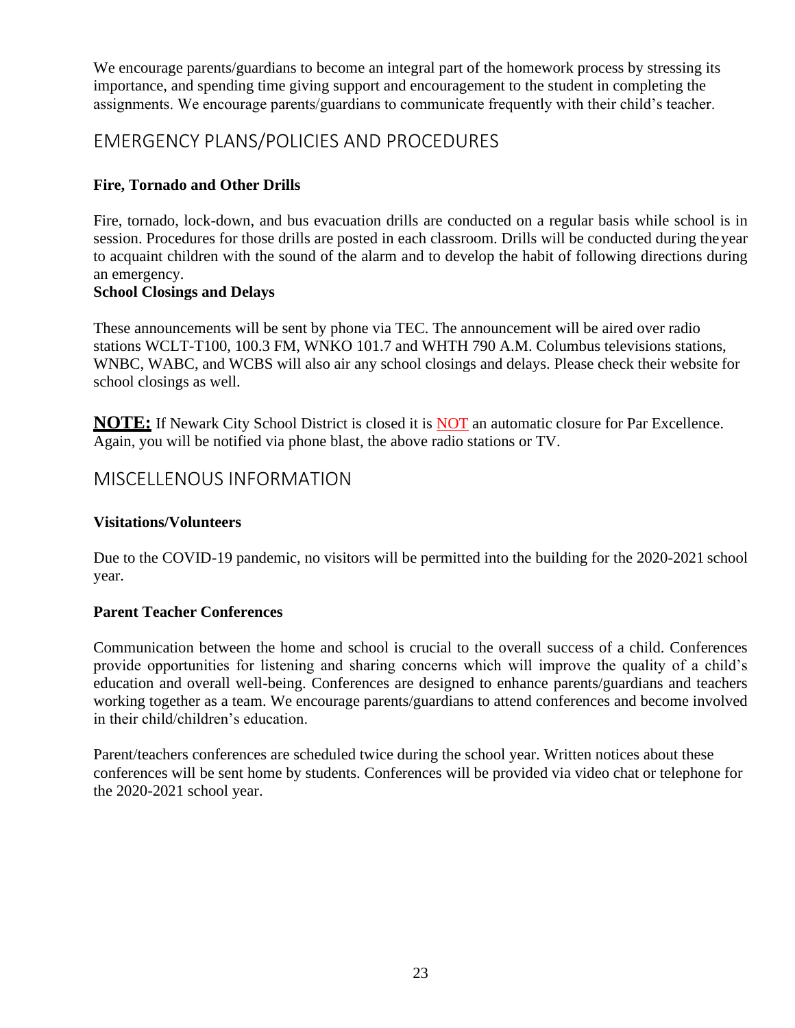We encourage parents/guardians to become an integral part of the homework process by stressing its importance, and spending time giving support and encouragement to the student in completing the assignments. We encourage parents/guardians to communicate frequently with their child's teacher.

## EMERGENCY PLANS/POLICIES AND PROCEDURES

**Fire, Tornado and Other Drills**

Fire, tornado, lock-down, and bus evacuation drills are conducted on a regular basis while school is in session. Procedures for those drills are posted in each classroom. Drills will be conducted during the year to acquaint children with the sound of the alarm and to develop the habit of following directions during an emergency.

**School Closings and Delays**

These announcements will be sent by phone via TEC. The announcement will be aired over radio stations WCLT-T100, 100.3 FM, WNKO 101.7 and WHTH 790 A.M. Columbus televisions stations, WNBC, WABC, and WCBS will also air any school closings and delays. Please check their website for school closings as well.

**NOTE:** If Newark City School District is closed it is NOT an automatic closure for Par Excellence. Again, you will be notified via phone blast, the above radio stations or TV.

## MISCELLENOUS INFORMATION

**Visitations/Volunteers**

Due to the COVID-19 pandemic, no visitors will be permitted into the building for the 2020-2021 school year.

**Parent Teacher Conferences**

Communication between the home and school is crucial to the overall success of a child. Conferences provide opportunities for listening and sharing concerns which will improve the quality of a child's education and overall well-being. Conferences are designed to enhance parents/guardians and teachers working together as a team. We encourage parents/guardians to attend conferences and become involved in their child/children's education.

Parent/teachers conferences are scheduled twice during the school year. Written notices about these conferences will be sent home by students. Conferences will be provided via video chat or telephone for the 2020-2021 school year.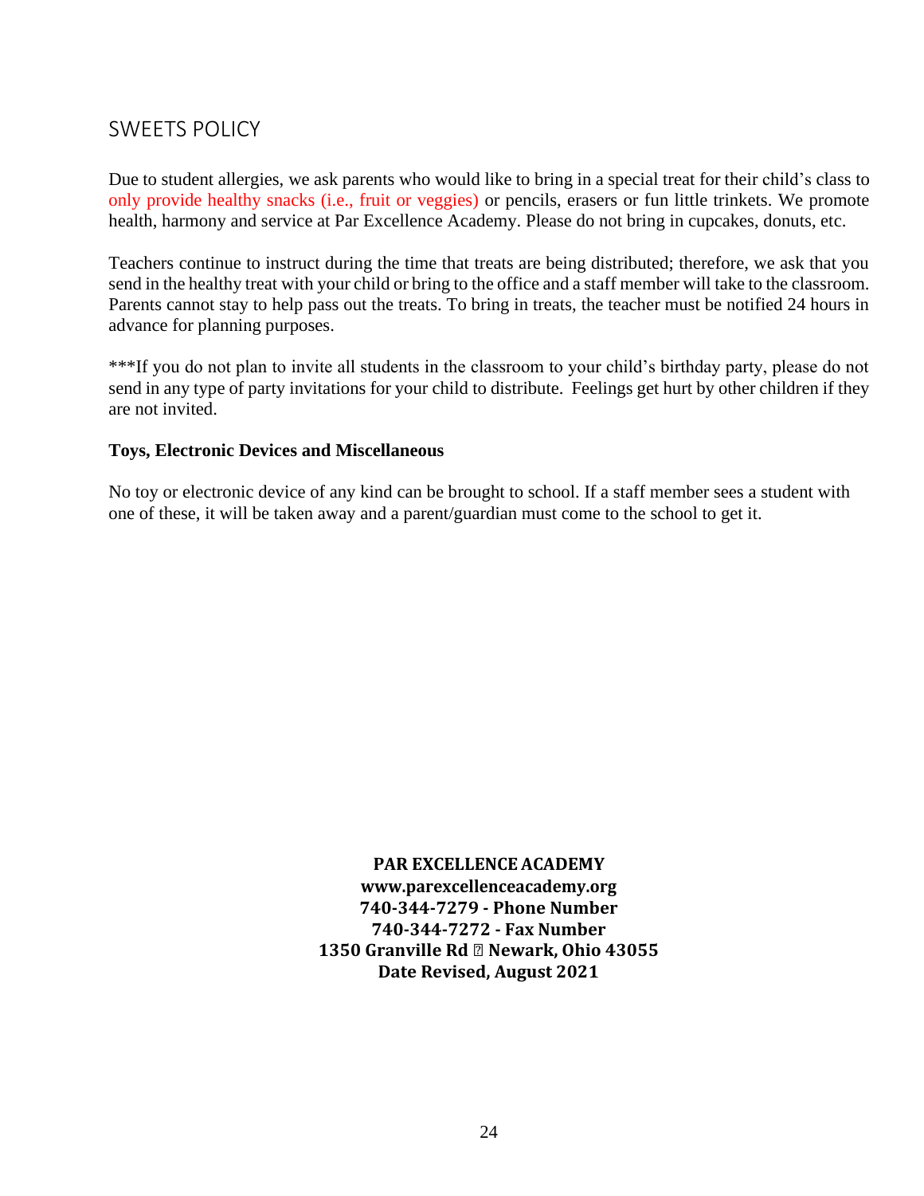## SWEETS POLICY

Due to student allergies, we ask parents who would like to bring in a special treat for their child's class to only provide healthy snacks (i.e., fruit or veggies) or pencils, erasers or fun little trinkets. We promote health, harmony and service at Par Excellence Academy. Please do not bring in cupcakes, donuts, etc.

Teachers continue to instruct during the time that treats are being distributed; therefore, we ask that you send in the healthy treat with your child or bring to the office and a staff member will take to the classroom. Parents cannot stay to help pass out the treats. To bring in treats, the teacher must be notified 24 hours in advance for planning purposes.

***If you do not plan to invite all students in the classroom to your child's birthday party, please do not send in any type of party invitations for your child to distribute. Feelings get hurt by other children if they are not invited.

**Toys, Electronic Devices and Miscellaneous**

No toy or electronic device of any kind can be brought to school. If a staff member sees a student with one of these, it will be taken away and a parent/guardian must come to the school to get it.

**PAR EXCELLENCE ACADEMY**
**www.parexcellenceacademy.org**
**740-344-7279 - Phone Number**
**740-344-7272 - Fax Number**
**1350 Granville Rd ▯ Newark, Ohio 43055**
**Date Revised, August 2021**